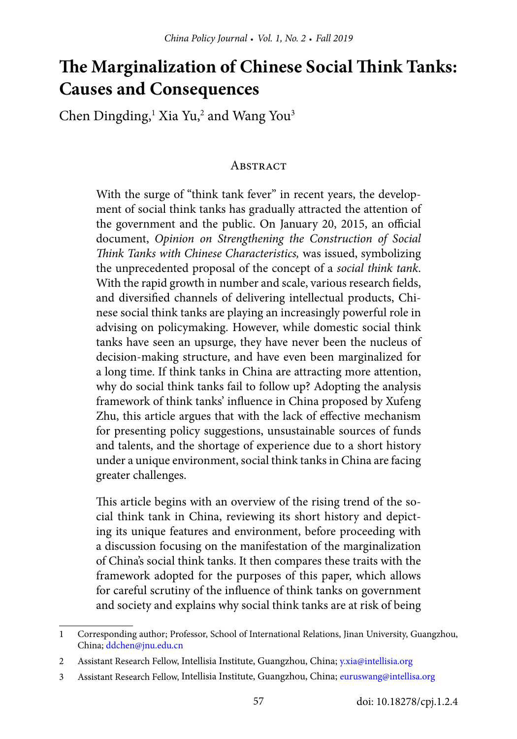# The Marginalization of Chinese Social Think Tanks: Causes and Consequences

Chen Dingding,[1] Xia Yu,[2] and Wang You[3]

## Abstract

With the surge of "think tank fever" in recent years, the development of social think tanks has gradually attracted the attention of the government and the public. On January 20, 2015, an official document, *Opinion on Strengthening the Construction of Social Think Tanks with Chinese Characteristics,* was issued, symbolizing the unprecedented proposal of the concept of a *social think tank*. With the rapid growth in number and scale, various research fields, and diversified channels of delivering intellectual products, Chinese social think tanks are playing an increasingly powerful role in advising on policymaking. However, while domestic social think tanks have seen an upsurge, they have never been the nucleus of decision-making structure, and have even been marginalized for a long time. If think tanks in China are attracting more attention, why do social think tanks fail to follow up? Adopting the analysis framework of think tanks' influence in China proposed by Xufeng Zhu, this article argues that with the lack of effective mechanism for presenting policy suggestions, unsustainable sources of funds and talents, and the shortage of experience due to a short history under a unique environment, social think tanks in China are facing greater challenges.

This article begins with an overview of the rising trend of the social think tank in China, reviewing its short history and depicting its unique features and environment, before proceeding with a discussion focusing on the manifestation of the marginalization of China's social think tanks. It then compares these traits with the framework adopted for the purposes of this paper, which allows for careful scrutiny of the influence of think tanks on government and society and explains why social think tanks are at risk of being

---

1 Corresponding author; Professor, School of International Relations, Jinan University, Guangzhou, China; ddchen@jnu.edu.cn

2 Assistant Research Fellow, Intellisia Institute, Guangzhou, China; y.xia@intellisia.org

3 Assistant Research Fellow, Intellisia Institute, Guangzhou, China; euruswang@intellisa.org

doi: 10.18278/cpj.1.2.4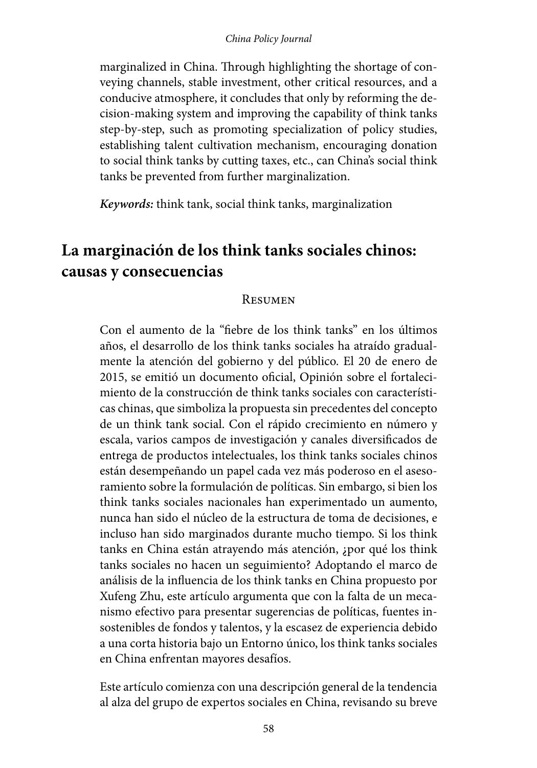marginalized in China. Through highlighting the shortage of conveying channels, stable investment, other critical resources, and a conducive atmosphere, it concludes that only by reforming the decision-making system and improving the capability of think tanks step-by-step, such as promoting specialization of policy studies, establishing talent cultivation mechanism, encouraging donation to social think tanks by cutting taxes, etc., can China's social think tanks be prevented from further marginalization.

***Keywords:*** think tank, social think tanks, marginalization

## La marginación de los think tanks sociales chinos: causas y consecuencias

### Resumen

Con el aumento de la "fiebre de los think tanks" en los últimos años, el desarrollo de los think tanks sociales ha atraído gradualmente la atención del gobierno y del público. El 20 de enero de 2015, se emitió un documento oficial, Opinión sobre el fortalecimiento de la construcción de think tanks sociales con características chinas, que simboliza la propuesta sin precedentes del concepto de un think tank social. Con el rápido crecimiento en número y escala, varios campos de investigación y canales diversificados de entrega de productos intelectuales, los think tanks sociales chinos están desempeñando un papel cada vez más poderoso en el asesoramiento sobre la formulación de políticas. Sin embargo, si bien los think tanks sociales nacionales han experimentado un aumento, nunca han sido el núcleo de la estructura de toma de decisiones, e incluso han sido marginados durante mucho tiempo. Si los think tanks en China están atrayendo más atención, ¿por qué los think tanks sociales no hacen un seguimiento? Adoptando el marco de análisis de la influencia de los think tanks en China propuesto por Xufeng Zhu, este artículo argumenta que con la falta de un mecanismo efectivo para presentar sugerencias de políticas, fuentes insostenibles de fondos y talentos, y la escasez de experiencia debido a una corta historia bajo un Entorno único, los think tanks sociales en China enfrentan mayores desafíos.

Este artículo comienza con una descripción general de la tendencia al alza del grupo de expertos sociales en China, revisando su breve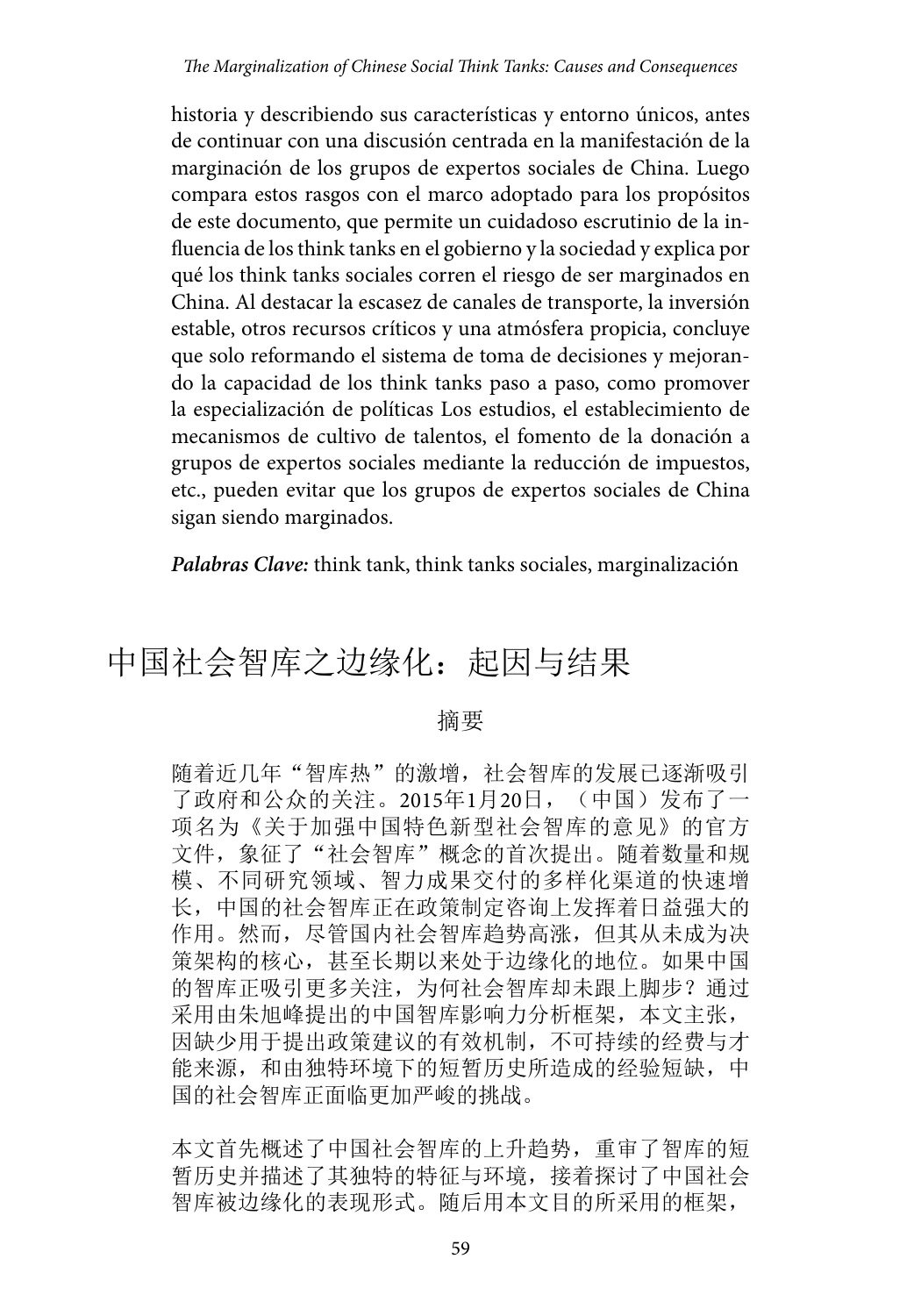historia y describiendo sus características y entorno únicos, antes de continuar con una discusión centrada en la manifestación de la marginación de los grupos de expertos sociales de China. Luego compara estos rasgos con el marco adoptado para los propósitos de este documento, que permite un cuidadoso escrutinio de la influencia de los think tanks en el gobierno y la sociedad y explica por qué los think tanks sociales corren el riesgo de ser marginados en China. Al destacar la escasez de canales de transporte, la inversión estable, otros recursos críticos y una atmósfera propicia, concluye que solo reformando el sistema de toma de decisiones y mejorando la capacidad de los think tanks paso a paso, como promover la especialización de políticas Los estudios, el establecimiento de mecanismos de cultivo de talentos, el fomento de la donación a grupos de expertos sociales mediante la reducción de impuestos, etc., pueden evitar que los grupos de expertos sociales de China sigan siendo marginados.

***Palabras Clave:*** think tank, think tanks sociales, marginalización

# 中国社会智库之边缘化：起因与结果

## 摘要

随着近几年“智库热”的激增，社会智库的发展已逐渐吸引了政府和公众的关注。2015年1月20日，（中国）发布了一项名为《关于加强中国特色新型社会智库的意见》的官方文件，象征了“社会智库”概念的首次提出。随着数量和规模、不同研究领域、智力成果交付的多样化渠道的快速增长，中国的社会智库正在政策制定咨询上发挥着日益强大的作用。然而，尽管国内社会智库趋势高涨，但其从未成为决策架构的核心，甚至长期以来处于边缘化的地位。如果中国的智库正吸引更多关注，为何社会智库却未跟上脚步？通过采用由朱旭峰提出的中国智库影响力分析框架，本文主张，因缺少用于提出政策建议的有效机制，不可持续的经费与才能来源，和由独特环境下的短暂历史所造成的经验短缺，中国的社会智库正面临更加严峻的挑战。

本文首先概述了中国社会智库的上升趋势，重审了智库的短暂历史并描述了其独特的特征与环境，接着探讨了中国社会智库被边缘化的表现形式。随后用本文目的所采用的框架，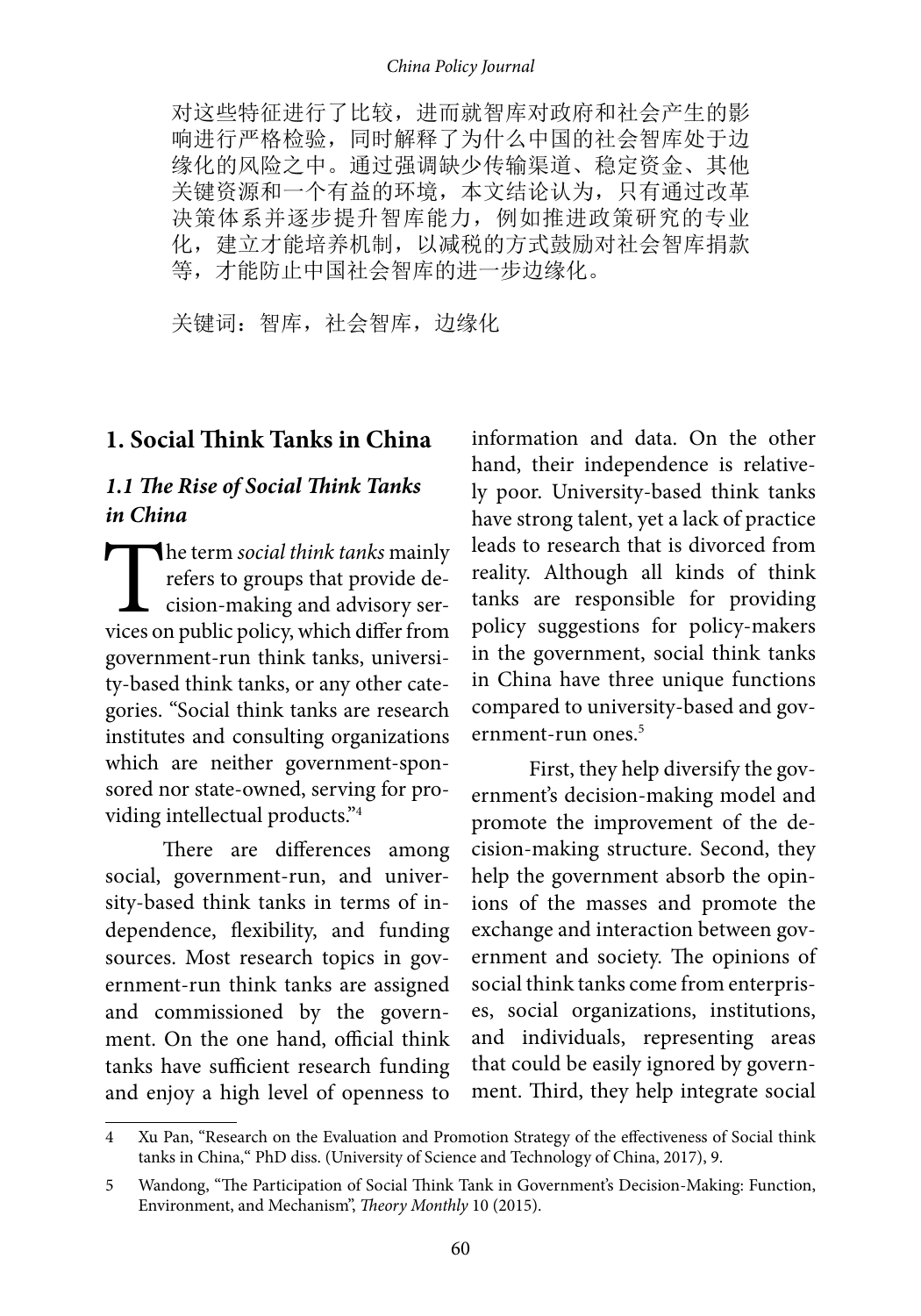对这些特征进行了比较，进而就智库对政府和社会产生的影响进行严格检验，同时解释了为什么中国的社会智库处于边缘化的风险之中。通过强调缺少传输渠道、稳定资金、其他关键资源和一个有益的环境，本文结论认为，只有通过改革决策体系并逐步提升智库能力，例如推进政策研究的专业化，建立才能培养机制，以减税的方式鼓励对社会智库捐款等，才能防止中国社会智库的进一步边缘化。

关键词：智库，社会智库，边缘化

## 1. Social Think Tanks in China

### *1.1 The Rise of Social Think Tanks in China*

The term *social think tanks* mainly refers to groups that provide decision-making and advisory services on public policy, which differ from government-run think tanks, university-based think tanks, or any other categories. "Social think tanks are research institutes and consulting organizations which are neither government-sponsored nor state-owned, serving for providing intellectual products."[4]

There are differences among social, government-run, and university-based think tanks in terms of independence, flexibility, and funding sources. Most research topics in government-run think tanks are assigned and commissioned by the government. On the one hand, official think tanks have sufficient research funding and enjoy a high level of openness to information and data. On the other hand, their independence is relatively poor. University-based think tanks have strong talent, yet a lack of practice leads to research that is divorced from reality. Although all kinds of think tanks are responsible for providing policy suggestions for policy-makers in the government, social think tanks in China have three unique functions compared to university-based and government-run ones.[5]

First, they help diversify the government's decision-making model and promote the improvement of the decision-making structure. Second, they help the government absorb the opinions of the masses and promote the exchange and interaction between government and society. The opinions of social think tanks come from enterprises, social organizations, institutions, and individuals, representing areas that could be easily ignored by government. Third, they help integrate social

---

4 Xu Pan, "Research on the Evaluation and Promotion Strategy of the effectiveness of Social think tanks in China," PhD diss. (University of Science and Technology of China, 2017), 9.

5 Wandong, "The Participation of Social Think Tank in Government's Decision-Making: Function, Environment, and Mechanism", *Theory Monthly* 10 (2015).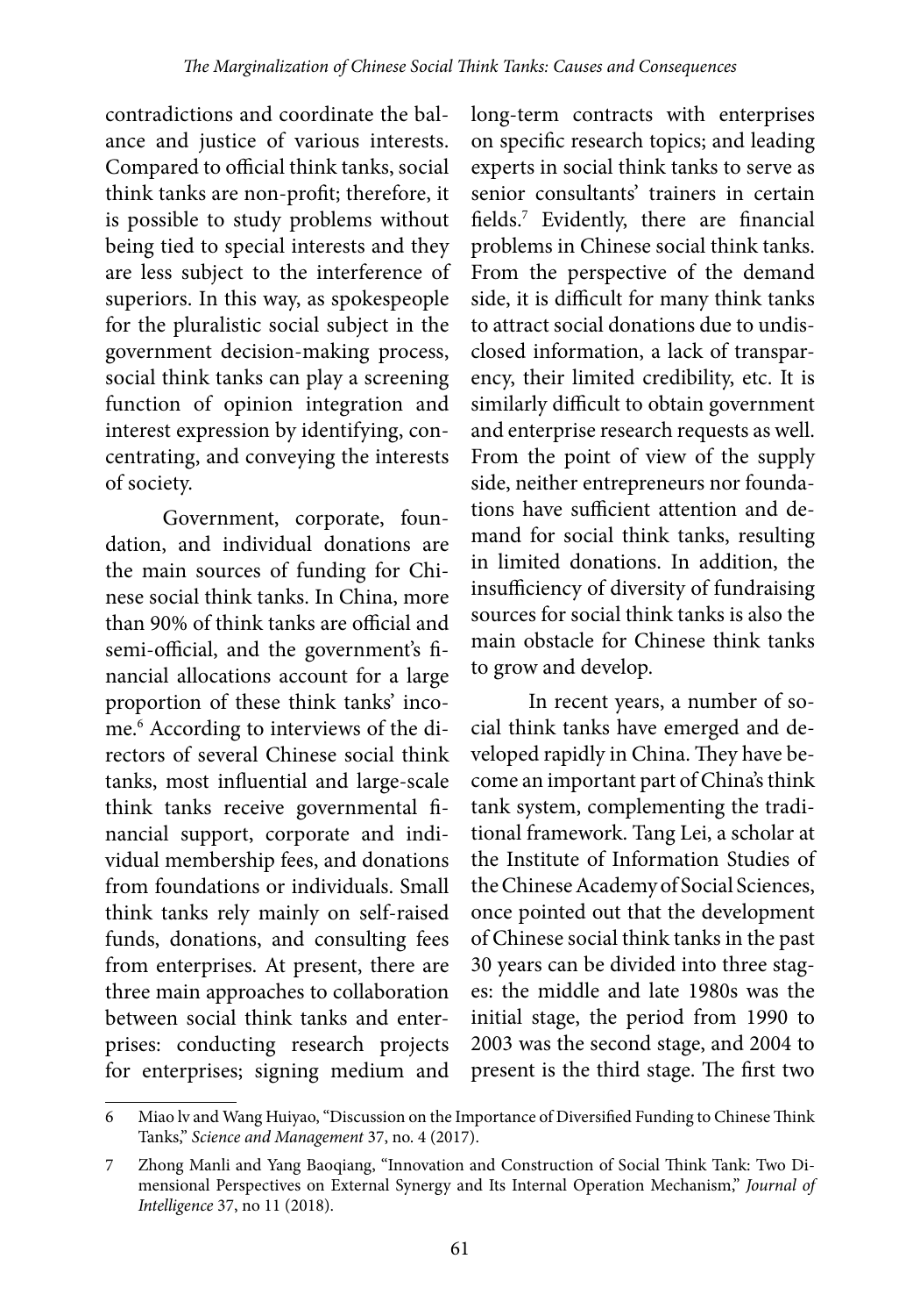contradictions and coordinate the balance and justice of various interests. Compared to official think tanks, social think tanks are non-profit; therefore, it is possible to study problems without being tied to special interests and they are less subject to the interference of superiors. In this way, as spokespeople for the pluralistic social subject in the government decision-making process, social think tanks can play a screening function of opinion integration and interest expression by identifying, concentrating, and conveying the interests of society.

Government, corporate, foundation, and individual donations are the main sources of funding for Chinese social think tanks. In China, more than 90% of think tanks are official and semi-official, and the government's financial allocations account for a large proportion of these think tanks' income.[6] According to interviews of the directors of several Chinese social think tanks, most influential and large-scale think tanks receive governmental financial support, corporate and individual membership fees, and donations from foundations or individuals. Small think tanks rely mainly on self-raised funds, donations, and consulting fees from enterprises. At present, there are three main approaches to collaboration between social think tanks and enterprises: conducting research projects for enterprises; signing medium and long-term contracts with enterprises on specific research topics; and leading experts in social think tanks to serve as senior consultants' trainers in certain fields.[7] Evidently, there are financial problems in Chinese social think tanks. From the perspective of the demand side, it is difficult for many think tanks to attract social donations due to undisclosed information, a lack of transparency, their limited credibility, etc. It is similarly difficult to obtain government and enterprise research requests as well. From the point of view of the supply side, neither entrepreneurs nor foundations have sufficient attention and demand for social think tanks, resulting in limited donations. In addition, the insufficiency of diversity of fundraising sources for social think tanks is also the main obstacle for Chinese think tanks to grow and develop.

In recent years, a number of social think tanks have emerged and developed rapidly in China. They have become an important part of China's think tank system, complementing the traditional framework. Tang Lei, a scholar at the Institute of Information Studies of the Chinese Academy of Social Sciences, once pointed out that the development of Chinese social think tanks in the past 30 years can be divided into three stages: the middle and late 1980s was the initial stage, the period from 1990 to 2003 was the second stage, and 2004 to present is the third stage. The first two

---

6 Miao lv and Wang Huiyao, "Discussion on the Importance of Diversified Funding to Chinese Think Tanks," *Science and Management* 37, no. 4 (2017).

7 Zhong Manli and Yang Baoqiang, "Innovation and Construction of Social Think Tank: Two Dimensional Perspectives on External Synergy and Its Internal Operation Mechanism," *Journal of Intelligence* 37, no 11 (2018).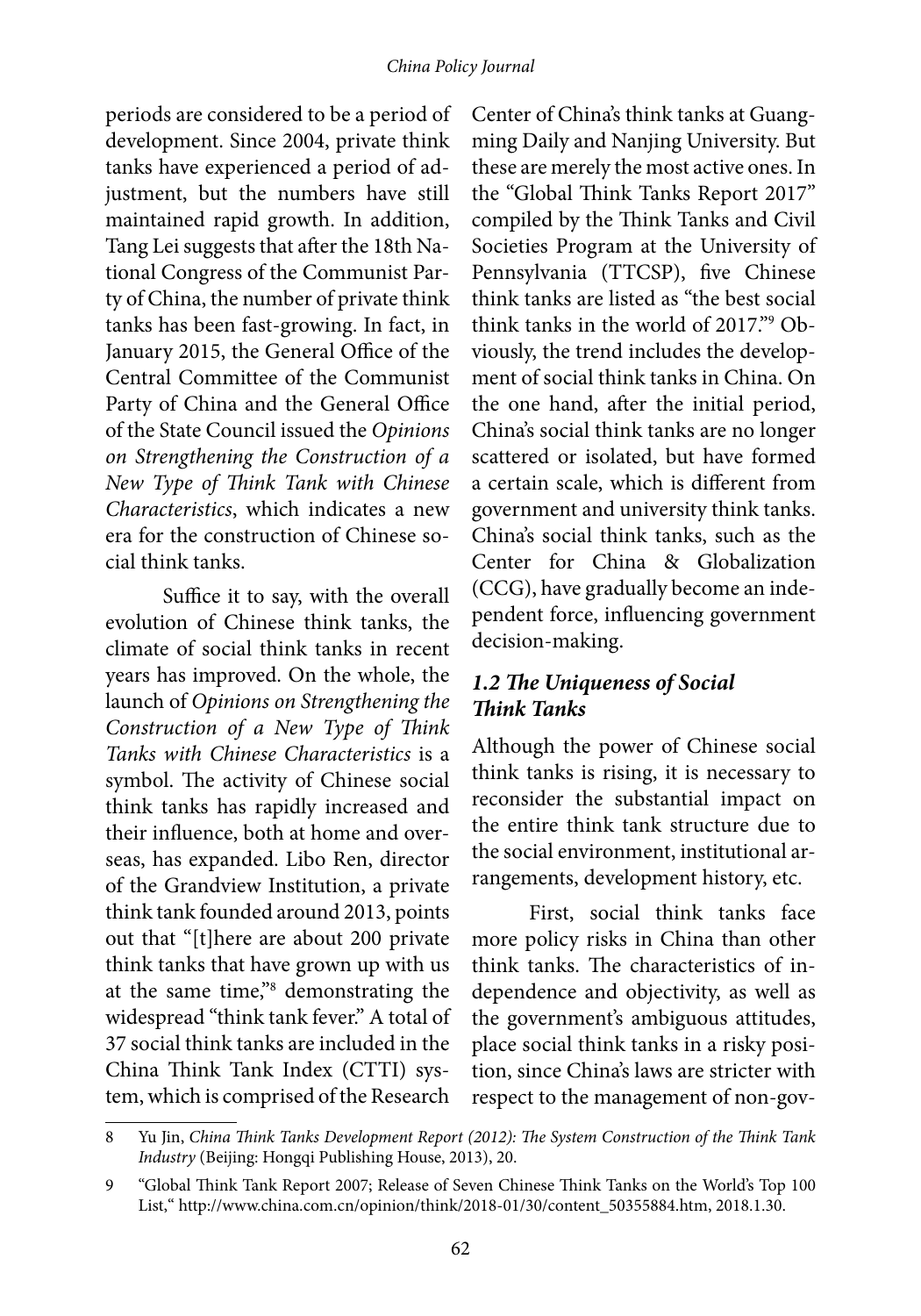periods are considered to be a period of development. Since 2004, private think tanks have experienced a period of adjustment, but the numbers have still maintained rapid growth. In addition, Tang Lei suggests that after the 18th National Congress of the Communist Party of China, the number of private think tanks has been fast-growing. In fact, in January 2015, the General Office of the Central Committee of the Communist Party of China and the General Office of the State Council issued the *Opinions on Strengthening the Construction of a New Type of Think Tank with Chinese Characteristics*, which indicates a new era for the construction of Chinese social think tanks.

Suffice it to say, with the overall evolution of Chinese think tanks, the climate of social think tanks in recent years has improved. On the whole, the launch of *Opinions on Strengthening the Construction of a New Type of Think Tanks with Chinese Characteristics* is a symbol. The activity of Chinese social think tanks has rapidly increased and their influence, both at home and overseas, has expanded. Libo Ren, director of the Grandview Institution, a private think tank founded around 2013, points out that "[t]here are about 200 private think tanks that have grown up with us at the same time,"[8] demonstrating the widespread "think tank fever." A total of 37 social think tanks are included in the China Think Tank Index (CTTI) system, which is comprised of the Research Center of China's think tanks at Guangming Daily and Nanjing University. But these are merely the most active ones. In the "Global Think Tanks Report 2017" compiled by the Think Tanks and Civil Societies Program at the University of Pennsylvania (TTCSP), five Chinese think tanks are listed as "the best social think tanks in the world of 2017."[9] Obviously, the trend includes the development of social think tanks in China. On the one hand, after the initial period, China's social think tanks are no longer scattered or isolated, but have formed a certain scale, which is different from government and university think tanks. China's social think tanks, such as the Center for China & Globalization (CCG), have gradually become an independent force, influencing government decision-making.

### *1.2 The Uniqueness of Social Think Tanks*

Although the power of Chinese social think tanks is rising, it is necessary to reconsider the substantial impact on the entire think tank structure due to the social environment, institutional arrangements, development history, etc.

First, social think tanks face more policy risks in China than other think tanks. The characteristics of independence and objectivity, as well as the government's ambiguous attitudes, place social think tanks in a risky position, since China's laws are stricter with respect to the management of non-gov-

---

8 Yu Jin, *China Think Tanks Development Report (2012): The System Construction of the Think Tank Industry* (Beijing: Hongqi Publishing House, 2013), 20.

9 "Global Think Tank Report 2007; Release of Seven Chinese Think Tanks on the World's Top 100 List," http://www.china.com.cn/opinion/think/2018-01/30/content_50355884.htm, 2018.1.30.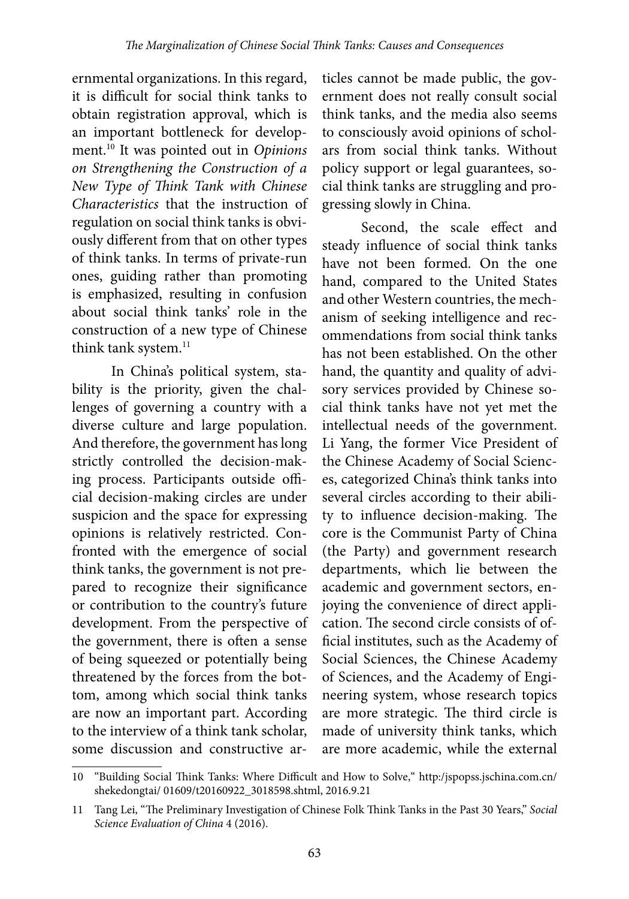ernmental organizations. In this regard, it is difficult for social think tanks to obtain registration approval, which is an important bottleneck for development.[10] It was pointed out in *Opinions on Strengthening the Construction of a New Type of Think Tank with Chinese Characteristics* that the instruction of regulation on social think tanks is obviously different from that on other types of think tanks. In terms of private-run ones, guiding rather than promoting is emphasized, resulting in confusion about social think tanks' role in the construction of a new type of Chinese think tank system.[11]

In China's political system, stability is the priority, given the challenges of governing a country with a diverse culture and large population. And therefore, the government has long strictly controlled the decision-making process. Participants outside official decision-making circles are under suspicion and the space for expressing opinions is relatively restricted. Confronted with the emergence of social think tanks, the government is not prepared to recognize their significance or contribution to the country's future development. From the perspective of the government, there is often a sense of being squeezed or potentially being threatened by the forces from the bottom, among which social think tanks are now an important part. According to the interview of a think tank scholar, some discussion and constructive articles cannot be made public, the government does not really consult social think tanks, and the media also seems to consciously avoid opinions of scholars from social think tanks. Without policy support or legal guarantees, social think tanks are struggling and progressing slowly in China.

Second, the scale effect and steady influence of social think tanks have not been formed. On the one hand, compared to the United States and other Western countries, the mechanism of seeking intelligence and recommendations from social think tanks has not been established. On the other hand, the quantity and quality of advisory services provided by Chinese social think tanks have not yet met the intellectual needs of the government. Li Yang, the former Vice President of the Chinese Academy of Social Sciences, categorized China's think tanks into several circles according to their ability to influence decision-making. The core is the Communist Party of China (the Party) and government research departments, which lie between the academic and government sectors, enjoying the convenience of direct application. The second circle consists of official institutes, such as the Academy of Social Sciences, the Chinese Academy of Sciences, and the Academy of Engineering system, whose research topics are more strategic. The third circle is made of university think tanks, which are more academic, while the external

---

10 "Building Social Think Tanks: Where Difficult and How to Solve," http:/jspopss.jschina.com.cn/shekedongtai/ 01609/t20160922_3018598.shtml, 2016.9.21

11 Tang Lei, "The Preliminary Investigation of Chinese Folk Think Tanks in the Past 30 Years," *Social Science Evaluation of China* 4 (2016).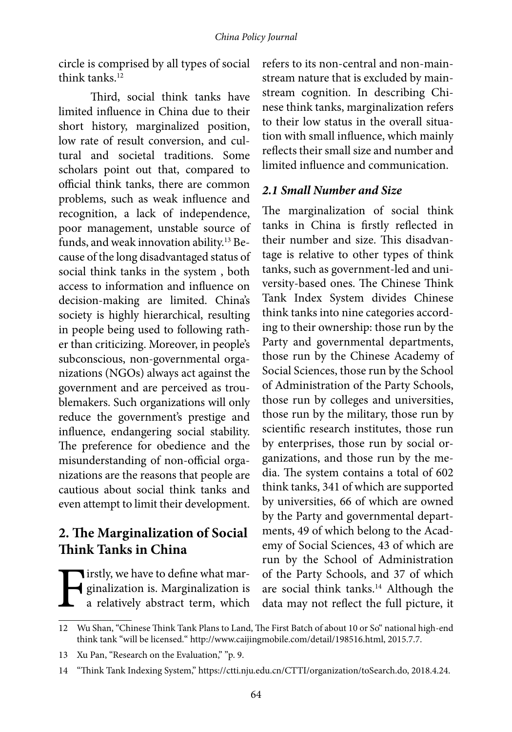circle is comprised by all types of social think tanks.[12]

Third, social think tanks have limited influence in China due to their short history, marginalized position, low rate of result conversion, and cultural and societal traditions. Some scholars point out that, compared to official think tanks, there are common problems, such as weak influence and recognition, a lack of independence, poor management, unstable source of funds, and weak innovation ability.[13] Because of the long disadvantaged status of social think tanks in the system , both access to information and influence on decision-making are limited. China's society is highly hierarchical, resulting in people being used to following rather than criticizing. Moreover, in people's subconscious, non-governmental organizations (NGOs) always act against the government and are perceived as troublemakers. Such organizations will only reduce the government's prestige and influence, endangering social stability. The preference for obedience and the misunderstanding of non-official organizations are the reasons that people are cautious about social think tanks and even attempt to limit their development.

## 2. The Marginalization of Social Think Tanks in China

Firstly, we have to define what marginalization is. Marginalization is a relatively abstract term, which refers to its non-central and non-mainstream nature that is excluded by mainstream cognition. In describing Chinese think tanks, marginalization refers to their low status in the overall situation with small influence, which mainly reflects their small size and number and limited influence and communication.

### *2.1 Small Number and Size*

The marginalization of social think tanks in China is firstly reflected in their number and size. This disadvantage is relative to other types of think tanks, such as government-led and university-based ones. The Chinese Think Tank Index System divides Chinese think tanks into nine categories according to their ownership: those run by the Party and governmental departments, those run by the Chinese Academy of Social Sciences, those run by the School of Administration of the Party Schools, those run by colleges and universities, those run by the military, those run by scientific research institutes, those run by enterprises, those run by social organizations, and those run by the media. The system contains a total of 602 think tanks, 341 of which are supported by universities, 66 of which are owned by the Party and governmental departments, 49 of which belong to the Academy of Social Sciences, 43 of which are run by the School of Administration of the Party Schools, and 37 of which are social think tanks.[14] Although the data may not reflect the full picture, it

---

12 Wu Shan, "Chinese Think Tank Plans to Land, The First Batch of about 10 or So" national high-end think tank "will be licensed." http://www.caijingmobile.com/detail/198516.html, 2015.7.7.

13 Xu Pan, "Research on the Evaluation," "p. 9.

14 "Think Tank Indexing System," https://ctti.nju.edu.cn/CTTI/organization/toSearch.do, 2018.4.24.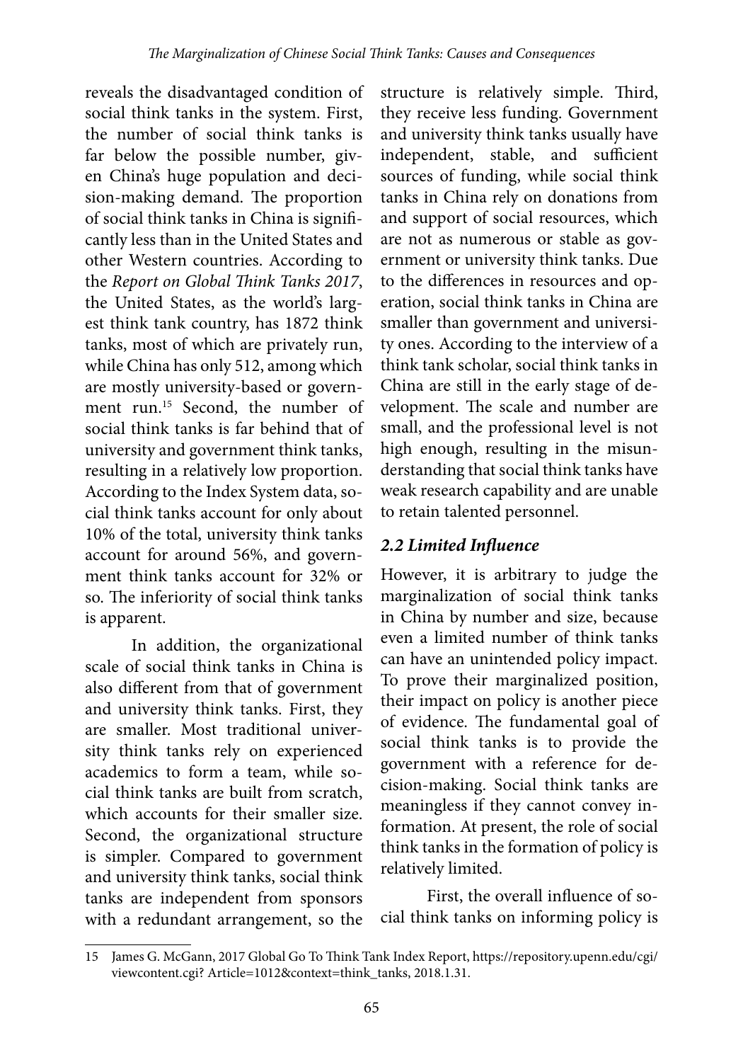reveals the disadvantaged condition of social think tanks in the system. First, the number of social think tanks is far below the possible number, given China's huge population and decision-making demand. The proportion of social think tanks in China is significantly less than in the United States and other Western countries. According to the *Report on Global Think Tanks 2017*, the United States, as the world's largest think tank country, has 1872 think tanks, most of which are privately run, while China has only 512, among which are mostly university-based or government run.[15] Second, the number of social think tanks is far behind that of university and government think tanks, resulting in a relatively low proportion. According to the Index System data, social think tanks account for only about 10% of the total, university think tanks account for around 56%, and government think tanks account for 32% or so. The inferiority of social think tanks is apparent.

In addition, the organizational scale of social think tanks in China is also different from that of government and university think tanks. First, they are smaller. Most traditional university think tanks rely on experienced academics to form a team, while social think tanks are built from scratch, which accounts for their smaller size. Second, the organizational structure is simpler. Compared to government and university think tanks, social think tanks are independent from sponsors with a redundant arrangement, so the structure is relatively simple. Third, they receive less funding. Government and university think tanks usually have independent, stable, and sufficient sources of funding, while social think tanks in China rely on donations from and support of social resources, which are not as numerous or stable as government or university think tanks. Due to the differences in resources and operation, social think tanks in China are smaller than government and university ones. According to the interview of a think tank scholar, social think tanks in China are still in the early stage of development. The scale and number are small, and the professional level is not high enough, resulting in the misunderstanding that social think tanks have weak research capability and are unable to retain talented personnel.

### *2.2 Limited Influence*

However, it is arbitrary to judge the marginalization of social think tanks in China by number and size, because even a limited number of think tanks can have an unintended policy impact. To prove their marginalized position, their impact on policy is another piece of evidence. The fundamental goal of social think tanks is to provide the government with a reference for decision-making. Social think tanks are meaningless if they cannot convey information. At present, the role of social think tanks in the formation of policy is relatively limited.

First, the overall influence of social think tanks on informing policy is

---

15 James G. McGann, 2017 Global Go To Think Tank Index Report, https://repository.upenn.edu/cgi/viewcontent.cgi? Article=1012&context=think_tanks, 2018.1.31.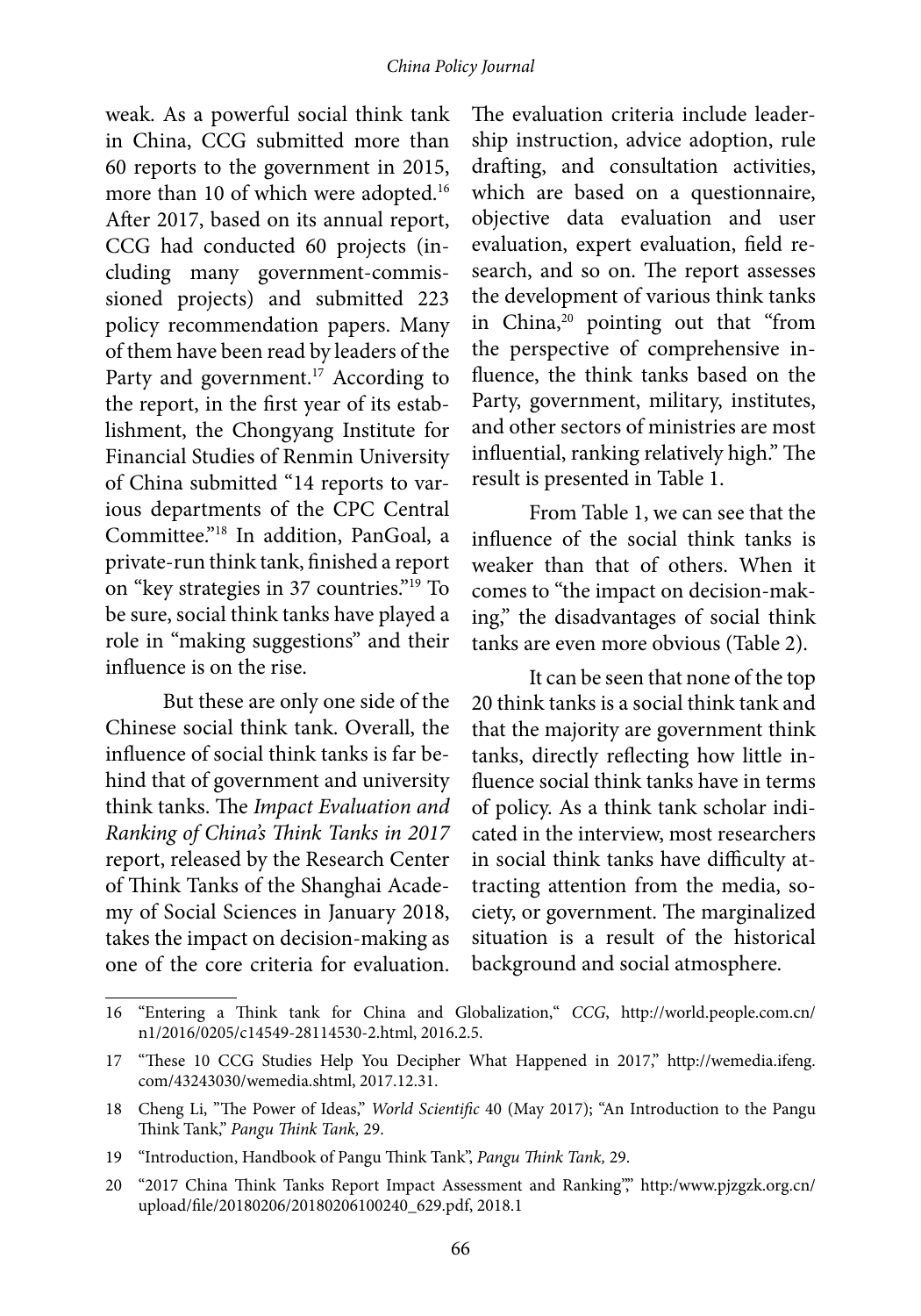weak. As a powerful social think tank in China, CCG submitted more than 60 reports to the government in 2015, more than 10 of which were adopted.[16] After 2017, based on its annual report, CCG had conducted 60 projects (including many government-commissioned projects) and submitted 223 policy recommendation papers. Many of them have been read by leaders of the Party and government.[17] According to the report, in the first year of its establishment, the Chongyang Institute for Financial Studies of Renmin University of China submitted "14 reports to various departments of the CPC Central Committee."[18] In addition, PanGoal, a private-run think tank, finished a report on "key strategies in 37 countries."[19] To be sure, social think tanks have played a role in "making suggestions" and their influence is on the rise.

But these are only one side of the Chinese social think tank. Overall, the influence of social think tanks is far behind that of government and university think tanks. The *Impact Evaluation and Ranking of China's Think Tanks in 2017* report, released by the Research Center of Think Tanks of the Shanghai Academy of Social Sciences in January 2018, takes the impact on decision-making as one of the core criteria for evaluation. The evaluation criteria include leadership instruction, advice adoption, rule drafting, and consultation activities, which are based on a questionnaire, objective data evaluation and user evaluation, expert evaluation, field research, and so on. The report assesses the development of various think tanks in China,[20] pointing out that "from the perspective of comprehensive influence, the think tanks based on the Party, government, military, institutes, and other sectors of ministries are most influential, ranking relatively high." The result is presented in Table 1.

From Table 1, we can see that the influence of the social think tanks is weaker than that of others. When it comes to "the impact on decision-making," the disadvantages of social think tanks are even more obvious (Table 2).

It can be seen that none of the top 20 think tanks is a social think tank and that the majority are government think tanks, directly reflecting how little influence social think tanks have in terms of policy. As a think tank scholar indicated in the interview, most researchers in social think tanks have difficulty attracting attention from the media, society, or government. The marginalized situation is a result of the historical background and social atmosphere.

---

16 "Entering a Think tank for China and Globalization," *CCG*, http://world.people.com.cn/n1/2016/0205/c14549-28114530-2.html, 2016.2.5.

17 "These 10 CCG Studies Help You Decipher What Happened in 2017," http://wemedia.ifeng.com/43243030/wemedia.shtml, 2017.12.31.

18 Cheng Li, "The Power of Ideas," *World Scientific* 40 (May 2017); "An Introduction to the Pangu Think Tank," *Pangu Think Tank,* 29.

19 "Introduction, Handbook of Pangu Think Tank", *Pangu Think Tank,* 29.

20 "2017 China Think Tanks Report Impact Assessment and Ranking"," http:/www.pjzgzk.org.cn/upload/file/20180206/20180206100240_629.pdf, 2018.1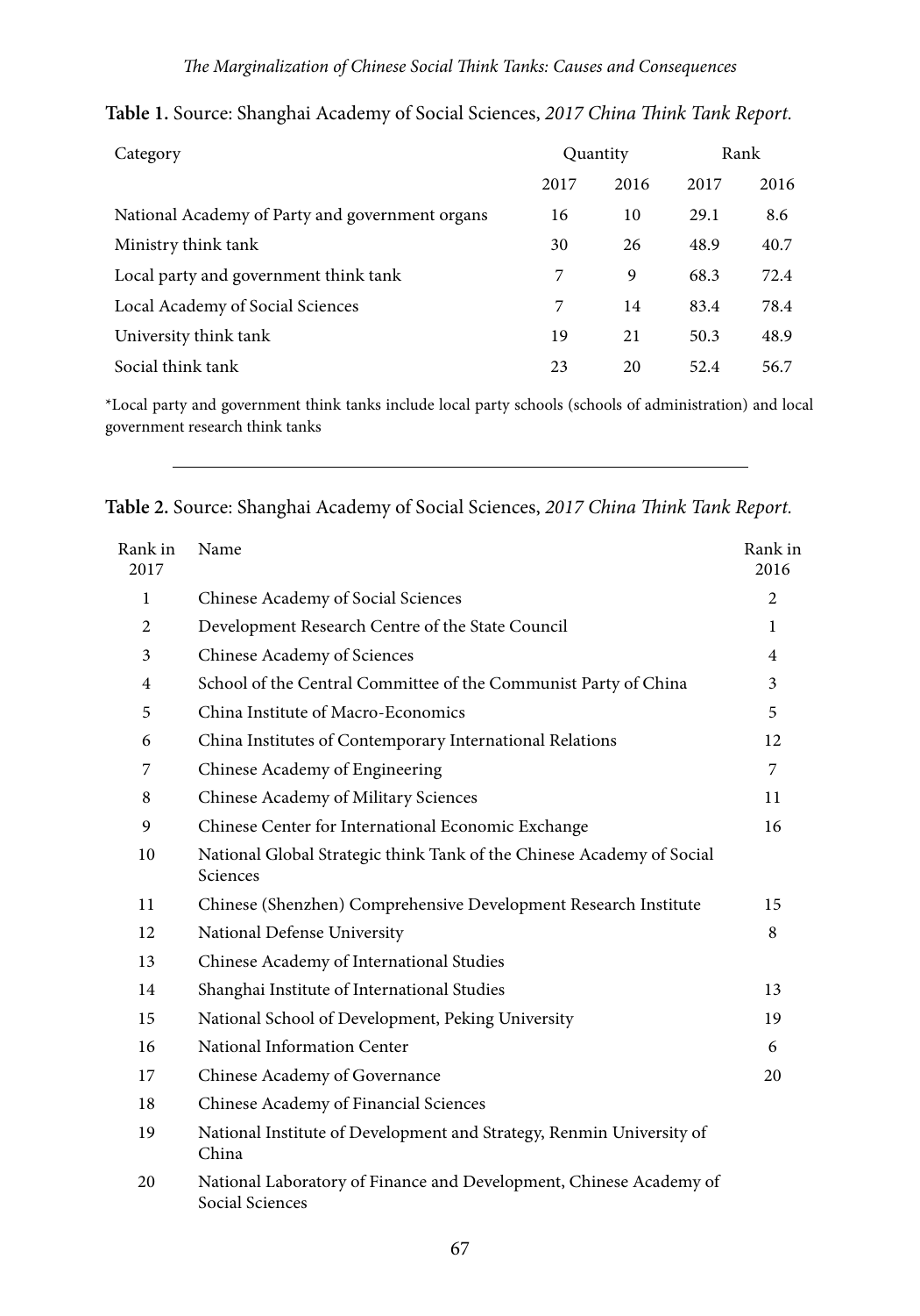**Table 1.** Source: Shanghai Academy of Social Sciences, *2017 China Think Tank Report.*

| Category | Quantity | | Rank | |
|---|---|---|---|---|
| | 2017 | 2016 | 2017 | 2016 |
| National Academy of Party and government organs | 16 | 10 | 29.1 | 8.6 |
| Ministry think tank | 30 | 26 | 48.9 | 40.7 |
| Local party and government think tank | 7 | 9 | 68.3 | 72.4 |
| Local Academy of Social Sciences | 7 | 14 | 83.4 | 78.4 |
| University think tank | 19 | 21 | 50.3 | 48.9 |
| Social think tank | 23 | 20 | 52.4 | 56.7 |

*Local party and government think tanks include local party schools (schools of administration) and local government research think tanks

**Table 2.** Source: Shanghai Academy of Social Sciences, *2017 China Think Tank Report.*

| Rank in 2017 | Name | Rank in 2016 |
|---|---|---|
| 1 | Chinese Academy of Social Sciences | 2 |
| 2 | Development Research Centre of the State Council | 1 |
| 3 | Chinese Academy of Sciences | 4 |
| 4 | School of the Central Committee of the Communist Party of China | 3 |
| 5 | China Institute of Macro-Economics | 5 |
| 6 | China Institutes of Contemporary International Relations | 12 |
| 7 | Chinese Academy of Engineering | 7 |
| 8 | Chinese Academy of Military Sciences | 11 |
| 9 | Chinese Center for International Economic Exchange | 16 |
| 10 | National Global Strategic think Tank of the Chinese Academy of Social Sciences | |
| 11 | Chinese (Shenzhen) Comprehensive Development Research Institute | 15 |
| 12 | National Defense University | 8 |
| 13 | Chinese Academy of International Studies | |
| 14 | Shanghai Institute of International Studies | 13 |
| 15 | National School of Development, Peking University | 19 |
| 16 | National Information Center | 6 |
| 17 | Chinese Academy of Governance | 20 |
| 18 | Chinese Academy of Financial Sciences | |
| 19 | National Institute of Development and Strategy, Renmin University of China | |
| 20 | National Laboratory of Finance and Development, Chinese Academy of Social Sciences | |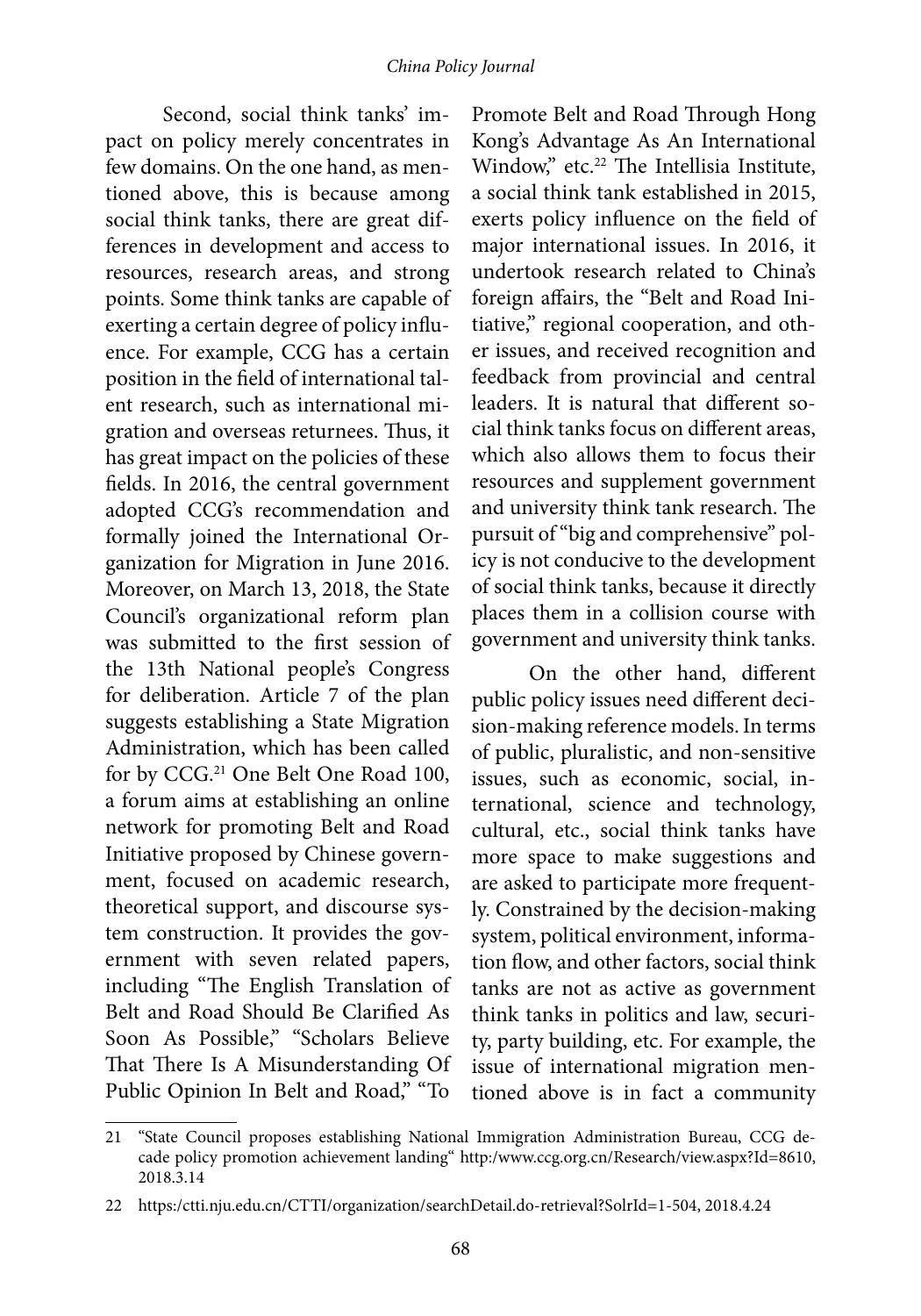Second, social think tanks' impact on policy merely concentrates in few domains. On the one hand, as mentioned above, this is because among social think tanks, there are great differences in development and access to resources, research areas, and strong points. Some think tanks are capable of exerting a certain degree of policy influence. For example, CCG has a certain position in the field of international talent research, such as international migration and overseas returnees. Thus, it has great impact on the policies of these fields. In 2016, the central government adopted CCG's recommendation and formally joined the International Organization for Migration in June 2016. Moreover, on March 13, 2018, the State Council's organizational reform plan was submitted to the first session of the 13th National people's Congress for deliberation. Article 7 of the plan suggests establishing a State Migration Administration, which has been called for by CCG.[21] One Belt One Road 100, a forum aims at establishing an online network for promoting Belt and Road Initiative proposed by Chinese government, focused on academic research, theoretical support, and discourse system construction. It provides the government with seven related papers, including "The English Translation of Belt and Road Should Be Clarified As Soon As Possible," "Scholars Believe That There Is A Misunderstanding Of Public Opinion In Belt and Road," "To Promote Belt and Road Through Hong Kong's Advantage As An International Window," etc.[22] The Intellisia Institute, a social think tank established in 2015, exerts policy influence on the field of major international issues. In 2016, it undertook research related to China's foreign affairs, the "Belt and Road Initiative," regional cooperation, and other issues, and received recognition and feedback from provincial and central leaders. It is natural that different social think tanks focus on different areas, which also allows them to focus their resources and supplement government and university think tank research. The pursuit of "big and comprehensive" policy is not conducive to the development of social think tanks, because it directly places them in a collision course with government and university think tanks.

On the other hand, different public policy issues need different decision-making reference models. In terms of public, pluralistic, and non-sensitive issues, such as economic, social, international, science and technology, cultural, etc., social think tanks have more space to make suggestions and are asked to participate more frequently. Constrained by the decision-making system, political environment, information flow, and other factors, social think tanks are not as active as government think tanks in politics and law, security, party building, etc. For example, the issue of international migration mentioned above is in fact a community

---

21 "State Council proposes establishing National Immigration Administration Bureau, CCG decade policy promotion achievement landing" http:/www.ccg.org.cn/Research/view.aspx?Id=8610, 2018.3.14

22 https:/ctti.nju.edu.cn/CTTI/organization/searchDetail.do-retrieval?SolrId=1-504, 2018.4.24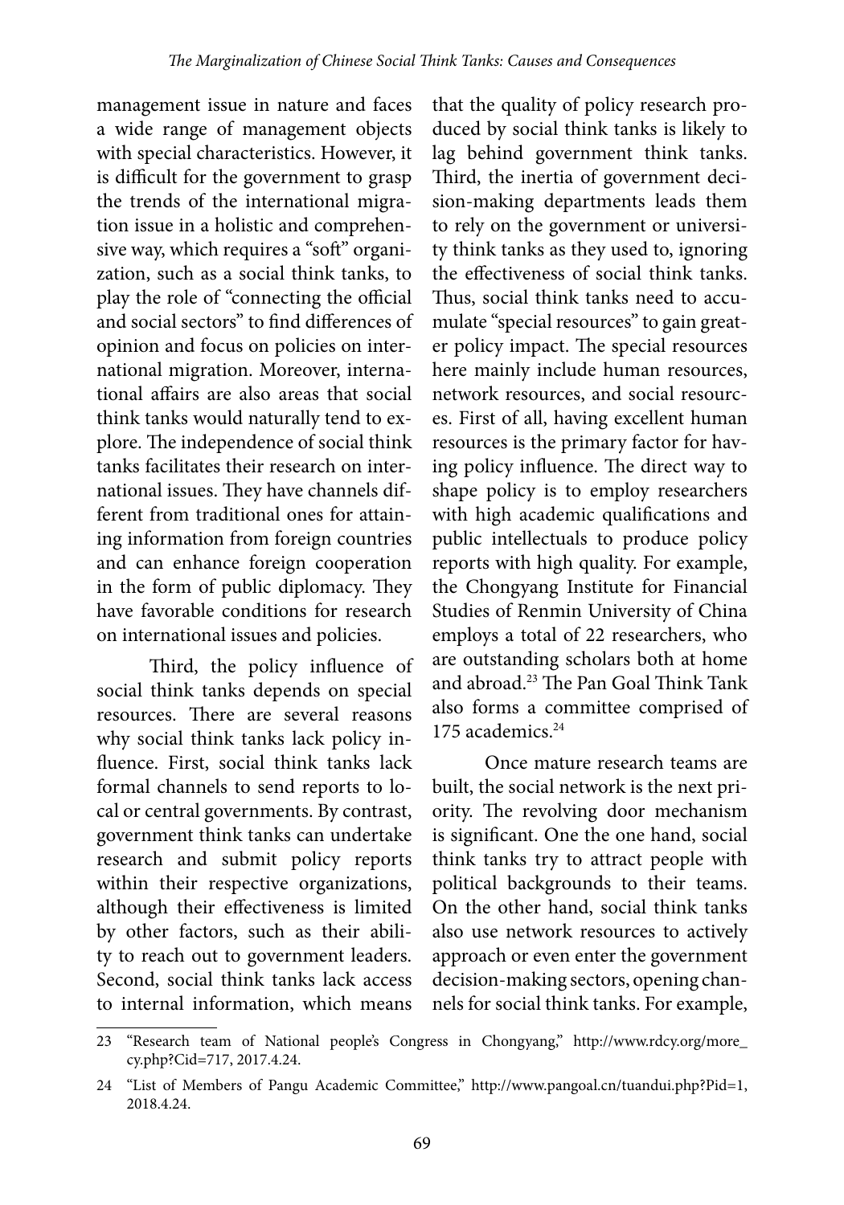management issue in nature and faces a wide range of management objects with special characteristics. However, it is difficult for the government to grasp the trends of the international migration issue in a holistic and comprehensive way, which requires a "soft" organization, such as a social think tanks, to play the role of "connecting the official and social sectors" to find differences of opinion and focus on policies on international migration. Moreover, international affairs are also areas that social think tanks would naturally tend to explore. The independence of social think tanks facilitates their research on international issues. They have channels different from traditional ones for attaining information from foreign countries and can enhance foreign cooperation in the form of public diplomacy. They have favorable conditions for research on international issues and policies.

Third, the policy influence of social think tanks depends on special resources. There are several reasons why social think tanks lack policy influence. First, social think tanks lack formal channels to send reports to local or central governments. By contrast, government think tanks can undertake research and submit policy reports within their respective organizations, although their effectiveness is limited by other factors, such as their ability to reach out to government leaders. Second, social think tanks lack access to internal information, which means that the quality of policy research produced by social think tanks is likely to lag behind government think tanks. Third, the inertia of government decision-making departments leads them to rely on the government or university think tanks as they used to, ignoring the effectiveness of social think tanks. Thus, social think tanks need to accumulate "special resources" to gain greater policy impact. The special resources here mainly include human resources, network resources, and social resources. First of all, having excellent human resources is the primary factor for having policy influence. The direct way to shape policy is to employ researchers with high academic qualifications and public intellectuals to produce policy reports with high quality. For example, the Chongyang Institute for Financial Studies of Renmin University of China employs a total of 22 researchers, who are outstanding scholars both at home and abroad.[23] The Pan Goal Think Tank also forms a committee comprised of 175 academics.[24]

Once mature research teams are built, the social network is the next priority. The revolving door mechanism is significant. One the one hand, social think tanks try to attract people with political backgrounds to their teams. On the other hand, social think tanks also use network resources to actively approach or even enter the government decision-making sectors, opening channels for social think tanks. For example,

---

23 "Research team of National people's Congress in Chongyang," http://www.rdcy.org/more_cy.php?Cid=717, 2017.4.24.

24 "List of Members of Pangu Academic Committee," http://www.pangoal.cn/tuandui.php?Pid=1, 2018.4.24.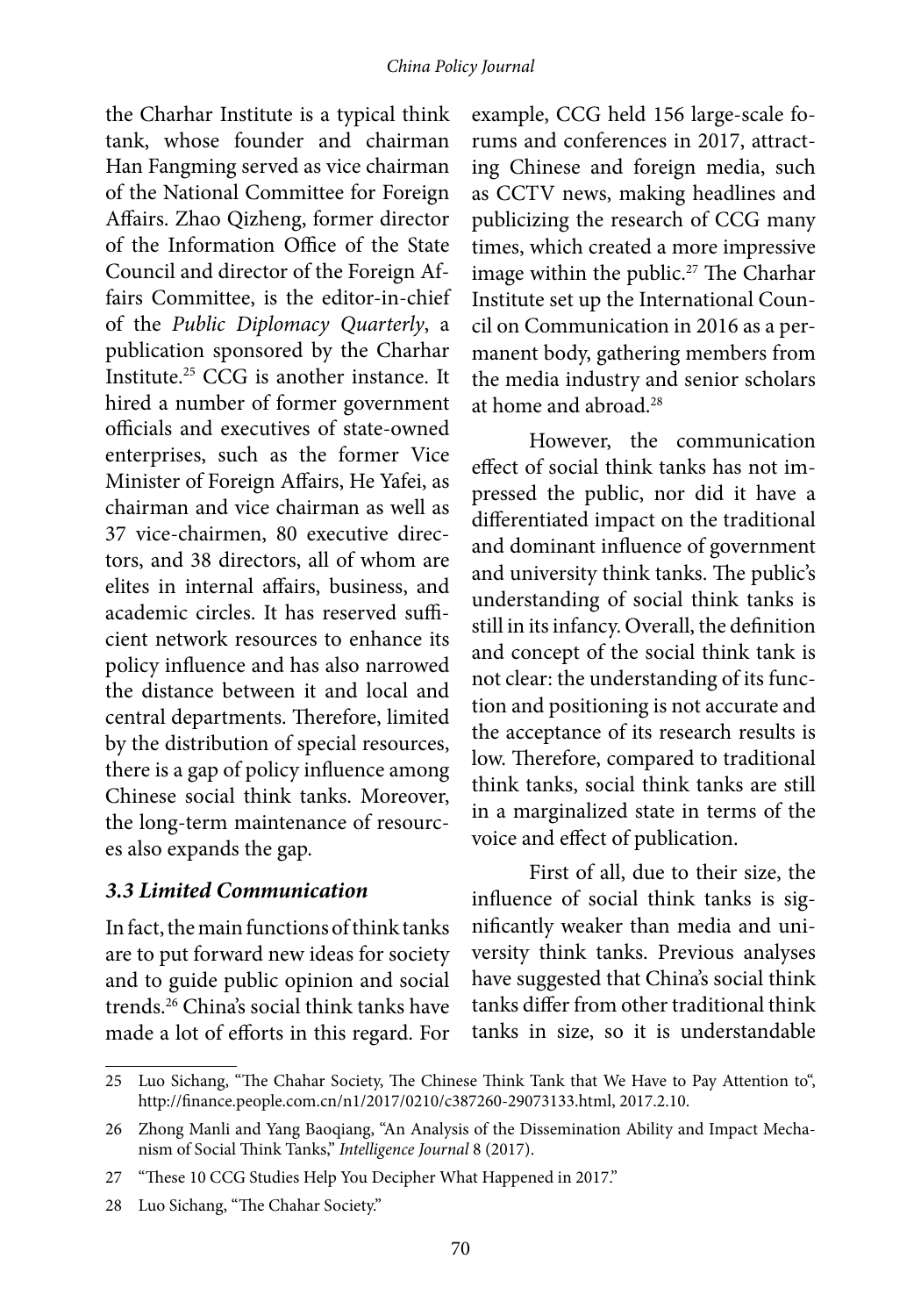the Charhar Institute is a typical think tank, whose founder and chairman Han Fangming served as vice chairman of the National Committee for Foreign Affairs. Zhao Qizheng, former director of the Information Office of the State Council and director of the Foreign Affairs Committee, is the editor-in-chief of the *Public Diplomacy Quarterly*, a publication sponsored by the Charhar Institute.[25] CCG is another instance. It hired a number of former government officials and executives of state-owned enterprises, such as the former Vice Minister of Foreign Affairs, He Yafei, as chairman and vice chairman as well as 37 vice-chairmen, 80 executive directors, and 38 directors, all of whom are elites in internal affairs, business, and academic circles. It has reserved sufficient network resources to enhance its policy influence and has also narrowed the distance between it and local and central departments. Therefore, limited by the distribution of special resources, there is a gap of policy influence among Chinese social think tanks. Moreover, the long-term maintenance of resources also expands the gap.

### *3.3 Limited Communication*

In fact, the main functions of think tanks are to put forward new ideas for society and to guide public opinion and social trends.[26] China's social think tanks have made a lot of efforts in this regard. For example, CCG held 156 large-scale forums and conferences in 2017, attracting Chinese and foreign media, such as CCTV news, making headlines and publicizing the research of CCG many times, which created a more impressive image within the public.[27] The Charhar Institute set up the International Council on Communication in 2016 as a permanent body, gathering members from the media industry and senior scholars at home and abroad.[28]

However, the communication effect of social think tanks has not impressed the public, nor did it have a differentiated impact on the traditional and dominant influence of government and university think tanks. The public's understanding of social think tanks is still in its infancy. Overall, the definition and concept of the social think tank is not clear: the understanding of its function and positioning is not accurate and the acceptance of its research results is low. Therefore, compared to traditional think tanks, social think tanks are still in a marginalized state in terms of the voice and effect of publication.

First of all, due to their size, the influence of social think tanks is significantly weaker than media and university think tanks. Previous analyses have suggested that China's social think tanks differ from other traditional think tanks in size, so it is understandable

---

25 Luo Sichang, "The Chahar Society, The Chinese Think Tank that We Have to Pay Attention to", http://finance.people.com.cn/n1/2017/0210/c387260-29073133.html, 2017.2.10.

26 Zhong Manli and Yang Baoqiang, "An Analysis of the Dissemination Ability and Impact Mechanism of Social Think Tanks," *Intelligence Journal* 8 (2017).

27 "These 10 CCG Studies Help You Decipher What Happened in 2017."

28 Luo Sichang, "The Chahar Society."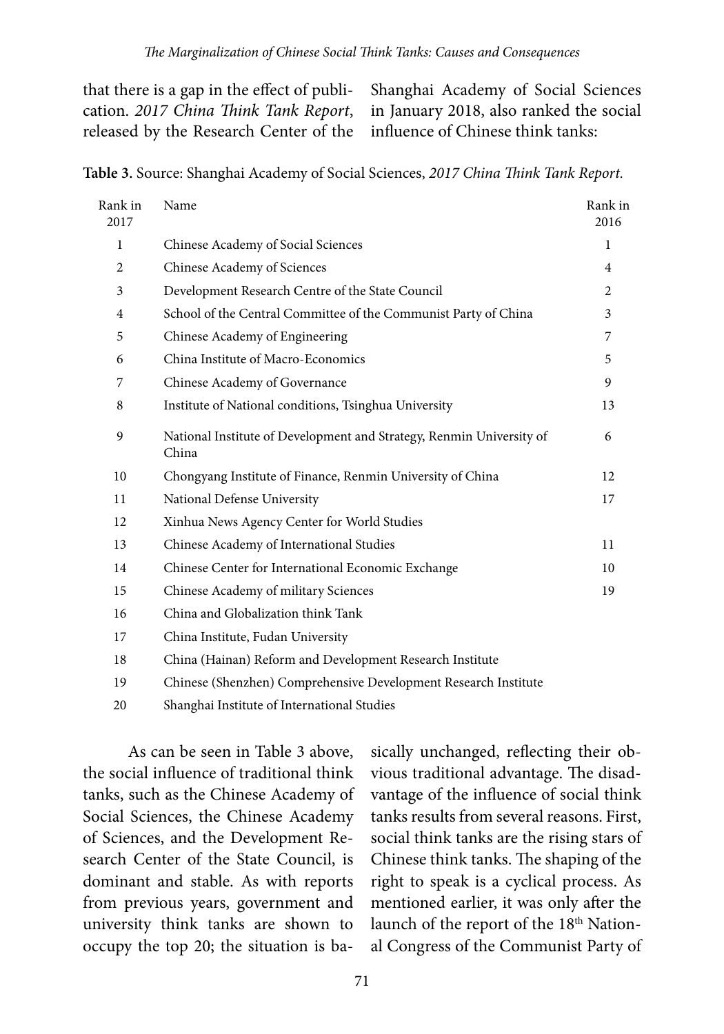that there is a gap in the effect of publication. *2017 China Think Tank Report*, released by the Research Center of the Shanghai Academy of Social Sciences in January 2018, also ranked the social influence of Chinese think tanks:

**Table 3.** Source: Shanghai Academy of Social Sciences, *2017 China Think Tank Report.*

| Rank in 2017 | Name | Rank in 2016 |
|---|---|---|
| 1 | Chinese Academy of Social Sciences | 1 |
| 2 | Chinese Academy of Sciences | 4 |
| 3 | Development Research Centre of the State Council | 2 |
| 4 | School of the Central Committee of the Communist Party of China | 3 |
| 5 | Chinese Academy of Engineering | 7 |
| 6 | China Institute of Macro-Economics | 5 |
| 7 | Chinese Academy of Governance | 9 |
| 8 | Institute of National conditions, Tsinghua University | 13 |
| 9 | National Institute of Development and Strategy, Renmin University of China | 6 |
| 10 | Chongyang Institute of Finance, Renmin University of China | 12 |
| 11 | National Defense University | 17 |
| 12 | Xinhua News Agency Center for World Studies | |
| 13 | Chinese Academy of International Studies | 11 |
| 14 | Chinese Center for International Economic Exchange | 10 |
| 15 | Chinese Academy of military Sciences | 19 |
| 16 | China and Globalization think Tank | |
| 17 | China Institute, Fudan University | |
| 18 | China (Hainan) Reform and Development Research Institute | |
| 19 | Chinese (Shenzhen) Comprehensive Development Research Institute | |
| 20 | Shanghai Institute of International Studies | |

As can be seen in Table 3 above, the social influence of traditional think tanks, such as the Chinese Academy of Social Sciences, the Chinese Academy of Sciences, and the Development Research Center of the State Council, is dominant and stable. As with reports from previous years, government and university think tanks are shown to occupy the top 20; the situation is basically unchanged, reflecting their obvious traditional advantage. The disadvantage of the influence of social think tanks results from several reasons. First, social think tanks are the rising stars of Chinese think tanks. The shaping of the right to speak is a cyclical process. As mentioned earlier, it was only after the launch of the report of the 18th National Congress of the Communist Party of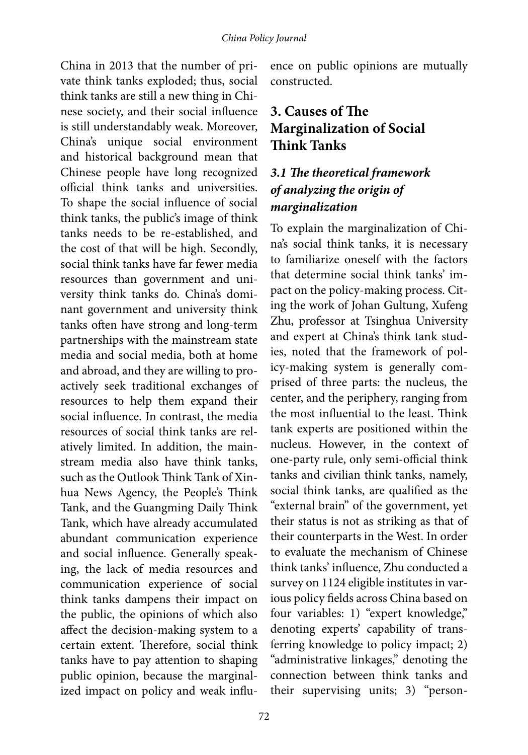China in 2013 that the number of private think tanks exploded; thus, social think tanks are still a new thing in Chinese society, and their social influence is still understandably weak. Moreover, China's unique social environment and historical background mean that Chinese people have long recognized official think tanks and universities. To shape the social influence of social think tanks, the public's image of think tanks needs to be re-established, and the cost of that will be high. Secondly, social think tanks have far fewer media resources than government and university think tanks do. China's dominant government and university think tanks often have strong and long-term partnerships with the mainstream state media and social media, both at home and abroad, and they are willing to proactively seek traditional exchanges of resources to help them expand their social influence. In contrast, the media resources of social think tanks are relatively limited. In addition, the mainstream media also have think tanks, such as the Outlook Think Tank of Xinhua News Agency, the People's Think Tank, and the Guangming Daily Think Tank, which have already accumulated abundant communication experience and social influence. Generally speaking, the lack of media resources and communication experience of social think tanks dampens their impact on the public, the opinions of which also affect the decision-making system to a certain extent. Therefore, social think tanks have to pay attention to shaping public opinion, because the marginalized impact on policy and weak influence on public opinions are mutually constructed.

## 3. Causes of The Marginalization of Social Think Tanks

### *3.1 The theoretical framework of analyzing the origin of marginalization*

To explain the marginalization of China's social think tanks, it is necessary to familiarize oneself with the factors that determine social think tanks' impact on the policy-making process. Citing the work of Johan Gultung, Xufeng Zhu, professor at Tsinghua University and expert at China's think tank studies, noted that the framework of policy-making system is generally comprised of three parts: the nucleus, the center, and the periphery, ranging from the most influential to the least. Think tank experts are positioned within the nucleus. However, in the context of one-party rule, only semi-official think tanks and civilian think tanks, namely, social think tanks, are qualified as the "external brain" of the government, yet their status is not as striking as that of their counterparts in the West. In order to evaluate the mechanism of Chinese think tanks' influence, Zhu conducted a survey on 1124 eligible institutes in various policy fields across China based on four variables: 1) "expert knowledge," denoting experts' capability of transferring knowledge to policy impact; 2) "administrative linkages," denoting the connection between think tanks and their supervising units; 3) "person-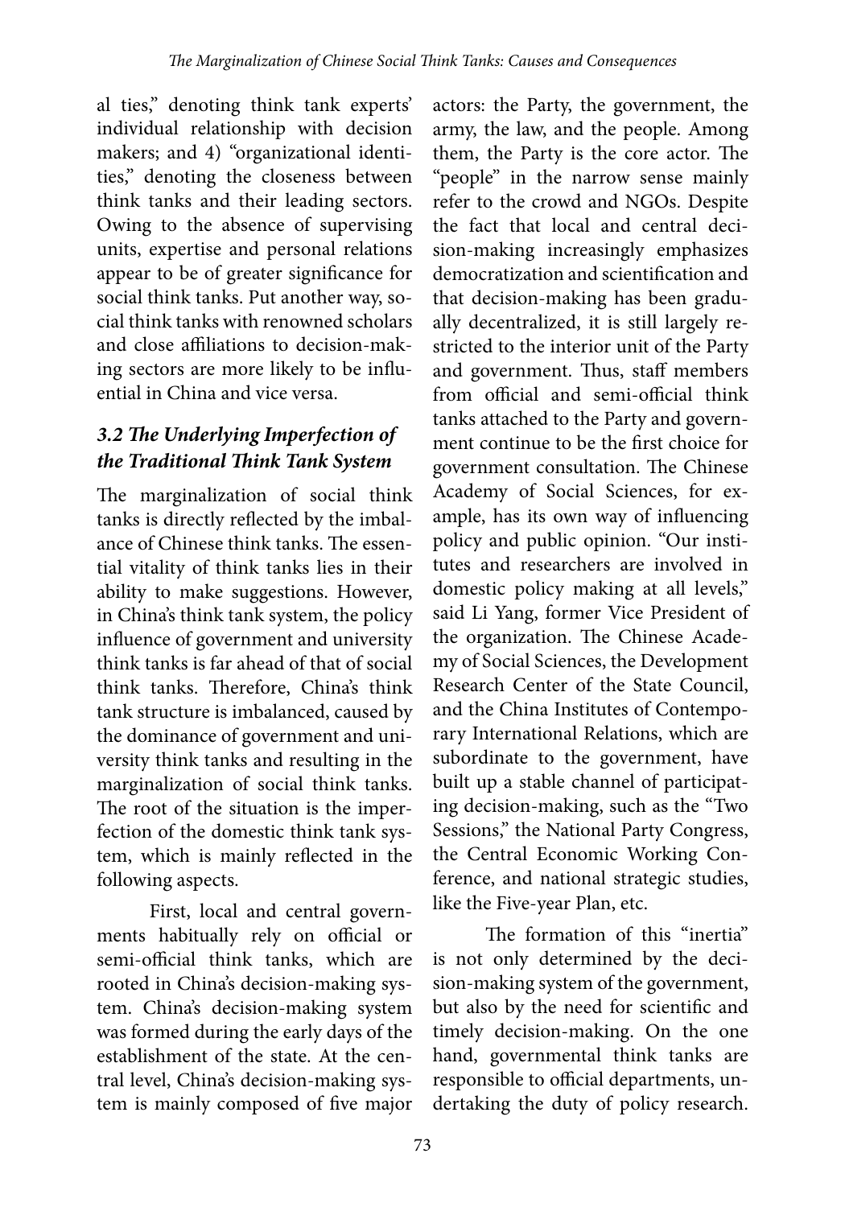al ties," denoting think tank experts' individual relationship with decision makers; and 4) "organizational identities," denoting the closeness between think tanks and their leading sectors. Owing to the absence of supervising units, expertise and personal relations appear to be of greater significance for social think tanks. Put another way, social think tanks with renowned scholars and close affiliations to decision-making sectors are more likely to be influential in China and vice versa.

### *3.2 The Underlying Imperfection of the Traditional Think Tank System*

The marginalization of social think tanks is directly reflected by the imbalance of Chinese think tanks. The essential vitality of think tanks lies in their ability to make suggestions. However, in China's think tank system, the policy influence of government and university think tanks is far ahead of that of social think tanks. Therefore, China's think tank structure is imbalanced, caused by the dominance of government and university think tanks and resulting in the marginalization of social think tanks. The root of the situation is the imperfection of the domestic think tank system, which is mainly reflected in the following aspects.

First, local and central governments habitually rely on official or semi-official think tanks, which are rooted in China's decision-making system. China's decision-making system was formed during the early days of the establishment of the state. At the central level, China's decision-making system is mainly composed of five major actors: the Party, the government, the army, the law, and the people. Among them, the Party is the core actor. The "people" in the narrow sense mainly refer to the crowd and NGOs. Despite the fact that local and central decision-making increasingly emphasizes democratization and scientification and that decision-making has been gradually decentralized, it is still largely restricted to the interior unit of the Party and government. Thus, staff members from official and semi-official think tanks attached to the Party and government continue to be the first choice for government consultation. The Chinese Academy of Social Sciences, for example, has its own way of influencing policy and public opinion. "Our institutes and researchers are involved in domestic policy making at all levels," said Li Yang, former Vice President of the organization. The Chinese Academy of Social Sciences, the Development Research Center of the State Council, and the China Institutes of Contemporary International Relations, which are subordinate to the government, have built up a stable channel of participating decision-making, such as the "Two Sessions," the National Party Congress, the Central Economic Working Conference, and national strategic studies, like the Five-year Plan, etc.

The formation of this "inertia" is not only determined by the decision-making system of the government, but also by the need for scientific and timely decision-making. On the one hand, governmental think tanks are responsible to official departments, undertaking the duty of policy research.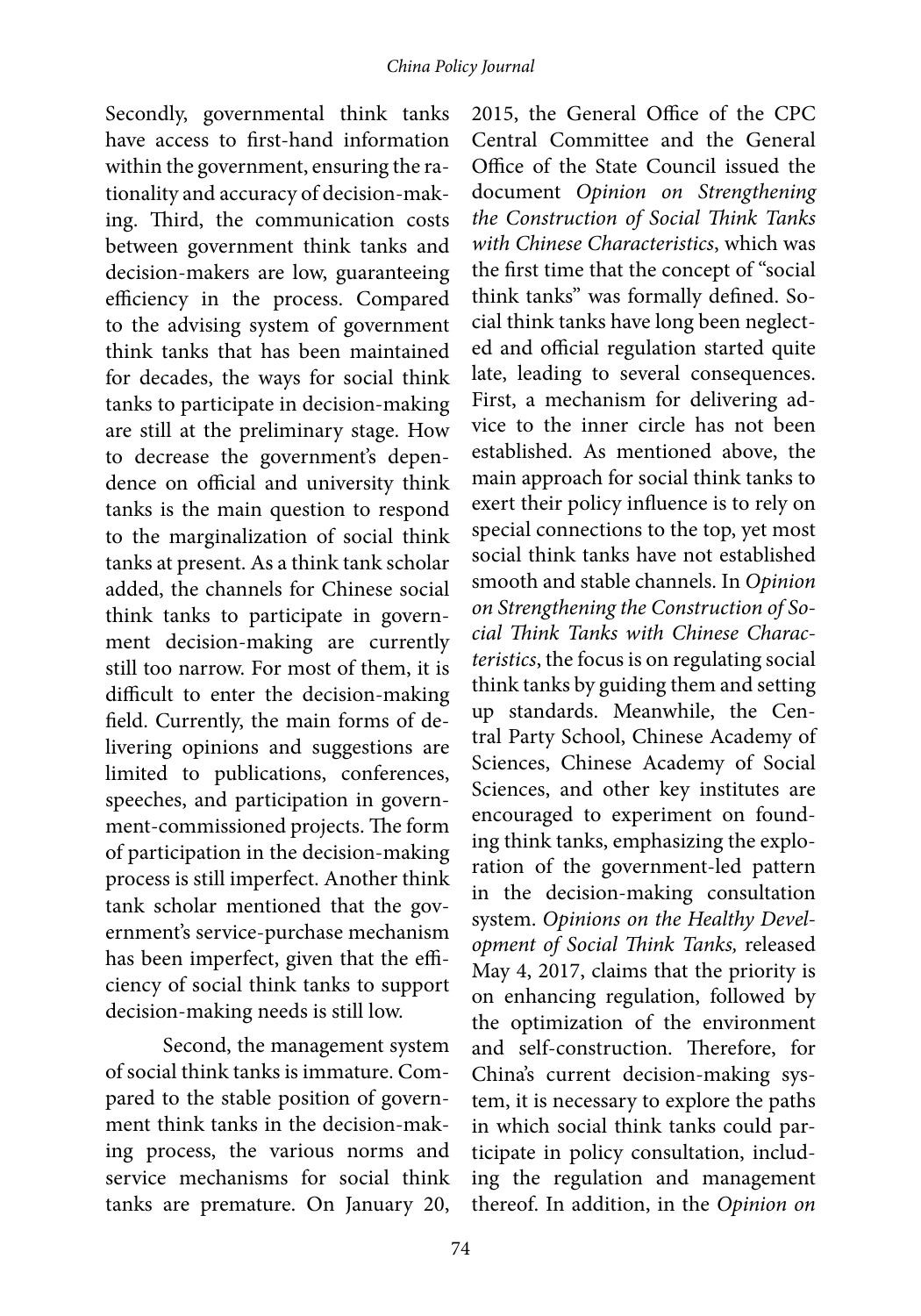Secondly, governmental think tanks have access to first-hand information within the government, ensuring the rationality and accuracy of decision-making. Third, the communication costs between government think tanks and decision-makers are low, guaranteeing efficiency in the process. Compared to the advising system of government think tanks that has been maintained for decades, the ways for social think tanks to participate in decision-making are still at the preliminary stage. How to decrease the government's dependence on official and university think tanks is the main question to respond to the marginalization of social think tanks at present. As a think tank scholar added, the channels for Chinese social think tanks to participate in government decision-making are currently still too narrow. For most of them, it is difficult to enter the decision-making field. Currently, the main forms of delivering opinions and suggestions are limited to publications, conferences, speeches, and participation in government-commissioned projects. The form of participation in the decision-making process is still imperfect. Another think tank scholar mentioned that the government's service-purchase mechanism has been imperfect, given that the efficiency of social think tanks to support decision-making needs is still low.

Second, the management system of social think tanks is immature. Compared to the stable position of government think tanks in the decision-making process, the various norms and service mechanisms for social think tanks are premature. On January 20, 2015, the General Office of the CPC Central Committee and the General Office of the State Council issued the document *Opinion on Strengthening the Construction of Social Think Tanks with Chinese Characteristics*, which was the first time that the concept of "social think tanks" was formally defined. Social think tanks have long been neglected and official regulation started quite late, leading to several consequences. First, a mechanism for delivering advice to the inner circle has not been established. As mentioned above, the main approach for social think tanks to exert their policy influence is to rely on special connections to the top, yet most social think tanks have not established smooth and stable channels. In *Opinion on Strengthening the Construction of Social Think Tanks with Chinese Characteristics*, the focus is on regulating social think tanks by guiding them and setting up standards. Meanwhile, the Central Party School, Chinese Academy of Sciences, Chinese Academy of Social Sciences, and other key institutes are encouraged to experiment on founding think tanks, emphasizing the exploration of the government-led pattern in the decision-making consultation system. *Opinions on the Healthy Development of Social Think Tanks,* released May 4, 2017, claims that the priority is on enhancing regulation, followed by the optimization of the environment and self-construction. Therefore, for China's current decision-making system, it is necessary to explore the paths in which social think tanks could participate in policy consultation, including the regulation and management thereof. In addition, in the *Opinion on*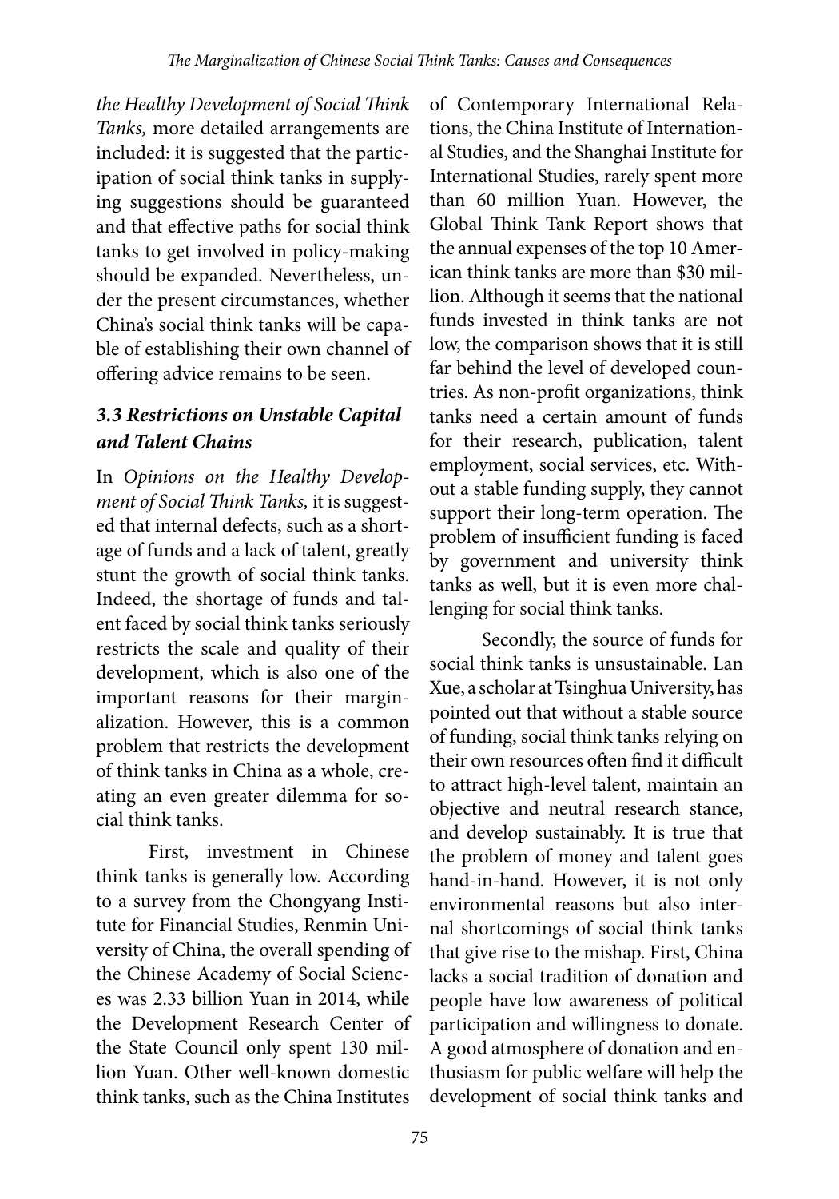*the Healthy Development of Social Think Tanks,* more detailed arrangements are included: it is suggested that the participation of social think tanks in supplying suggestions should be guaranteed and that effective paths for social think tanks to get involved in policy-making should be expanded. Nevertheless, under the present circumstances, whether China's social think tanks will be capable of establishing their own channel of offering advice remains to be seen.

### *3.3 Restrictions on Unstable Capital and Talent Chains*

In *Opinions on the Healthy Development of Social Think Tanks,* it is suggested that internal defects, such as a shortage of funds and a lack of talent, greatly stunt the growth of social think tanks. Indeed, the shortage of funds and talent faced by social think tanks seriously restricts the scale and quality of their development, which is also one of the important reasons for their marginalization. However, this is a common problem that restricts the development of think tanks in China as a whole, creating an even greater dilemma for social think tanks.

First, investment in Chinese think tanks is generally low. According to a survey from the Chongyang Institute for Financial Studies, Renmin University of China, the overall spending of the Chinese Academy of Social Sciences was 2.33 billion Yuan in 2014, while the Development Research Center of the State Council only spent 130 million Yuan. Other well-known domestic think tanks, such as the China Institutes of Contemporary International Relations, the China Institute of International Studies, and the Shanghai Institute for International Studies, rarely spent more than 60 million Yuan. However, the Global Think Tank Report shows that the annual expenses of the top 10 American think tanks are more than $30 million. Although it seems that the national funds invested in think tanks are not low, the comparison shows that it is still far behind the level of developed countries. As non-profit organizations, think tanks need a certain amount of funds for their research, publication, talent employment, social services, etc. Without a stable funding supply, they cannot support their long-term operation. The problem of insufficient funding is faced by government and university think tanks as well, but it is even more challenging for social think tanks.

Secondly, the source of funds for social think tanks is unsustainable. Lan Xue, a scholar at Tsinghua University, has pointed out that without a stable source of funding, social think tanks relying on their own resources often find it difficult to attract high-level talent, maintain an objective and neutral research stance, and develop sustainably. It is true that the problem of money and talent goes hand-in-hand. However, it is not only environmental reasons but also internal shortcomings of social think tanks that give rise to the mishap. First, China lacks a social tradition of donation and people have low awareness of political participation and willingness to donate. A good atmosphere of donation and enthusiasm for public welfare will help the development of social think tanks and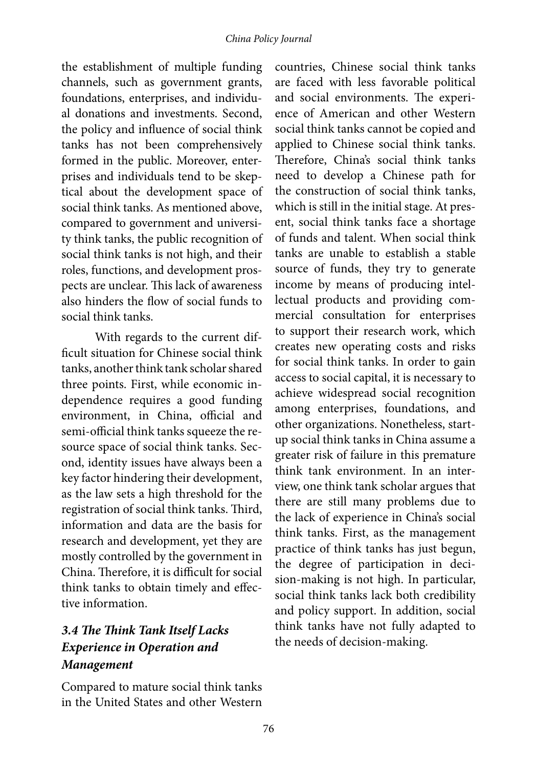the establishment of multiple funding channels, such as government grants, foundations, enterprises, and individual donations and investments. Second, the policy and influence of social think tanks has not been comprehensively formed in the public. Moreover, enterprises and individuals tend to be skeptical about the development space of social think tanks. As mentioned above, compared to government and university think tanks, the public recognition of social think tanks is not high, and their roles, functions, and development prospects are unclear. This lack of awareness also hinders the flow of social funds to social think tanks.

With regards to the current difficult situation for Chinese social think tanks, another think tank scholar shared three points. First, while economic independence requires a good funding environment, in China, official and semi-official think tanks squeeze the resource space of social think tanks. Second, identity issues have always been a key factor hindering their development, as the law sets a high threshold for the registration of social think tanks. Third, information and data are the basis for research and development, yet they are mostly controlled by the government in China. Therefore, it is difficult for social think tanks to obtain timely and effective information.

### *3.4 The Think Tank Itself Lacks Experience in Operation and Management*

Compared to mature social think tanks in the United States and other Western countries, Chinese social think tanks are faced with less favorable political and social environments. The experience of American and other Western social think tanks cannot be copied and applied to Chinese social think tanks. Therefore, China's social think tanks need to develop a Chinese path for the construction of social think tanks, which is still in the initial stage. At present, social think tanks face a shortage of funds and talent. When social think tanks are unable to establish a stable source of funds, they try to generate income by means of producing intellectual products and providing commercial consultation for enterprises to support their research work, which creates new operating costs and risks for social think tanks. In order to gain access to social capital, it is necessary to achieve widespread social recognition among enterprises, foundations, and other organizations. Nonetheless, start-up social think tanks in China assume a greater risk of failure in this premature think tank environment. In an interview, one think tank scholar argues that there are still many problems due to the lack of experience in China's social think tanks. First, as the management practice of think tanks has just begun, the degree of participation in decision-making is not high. In particular, social think tanks lack both credibility and policy support. In addition, social think tanks have not fully adapted to the needs of decision-making.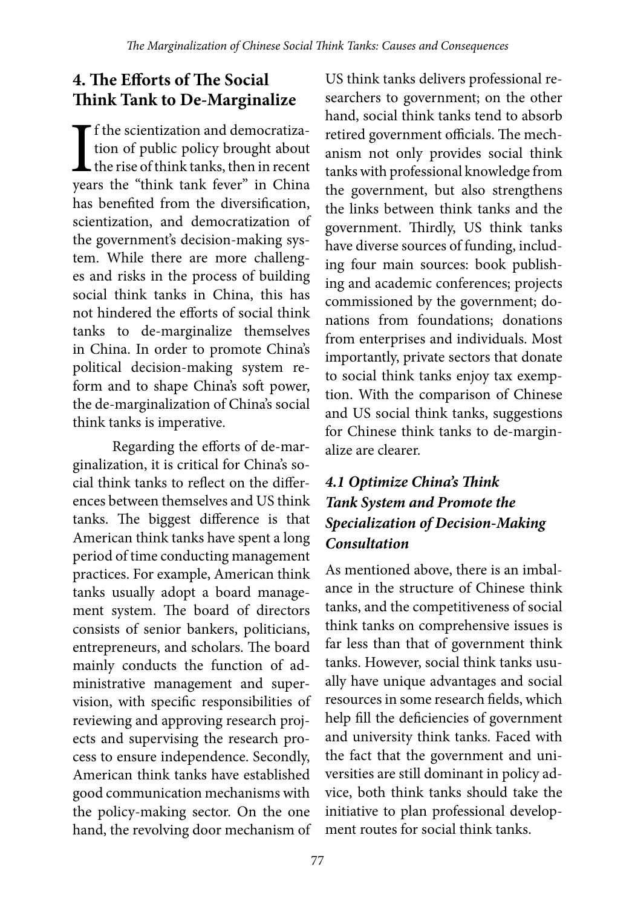## 4. The Efforts of The Social Think Tank to De-Marginalize

If the scientization and democratization of public policy brought about the rise of think tanks, then in recent years the "think tank fever" in China has benefited from the diversification, scientization, and democratization of the government's decision-making system. While there are more challenges and risks in the process of building social think tanks in China, this has not hindered the efforts of social think tanks to de-marginalize themselves in China. In order to promote China's political decision-making system reform and to shape China's soft power, the de-marginalization of China's social think tanks is imperative.

Regarding the efforts of de-marginalization, it is critical for China's social think tanks to reflect on the differences between themselves and US think tanks. The biggest difference is that American think tanks have spent a long period of time conducting management practices. For example, American think tanks usually adopt a board management system. The board of directors consists of senior bankers, politicians, entrepreneurs, and scholars. The board mainly conducts the function of administrative management and supervision, with specific responsibilities of reviewing and approving research projects and supervising the research process to ensure independence. Secondly, American think tanks have established good communication mechanisms with the policy-making sector. On the one hand, the revolving door mechanism of US think tanks delivers professional researchers to government; on the other hand, social think tanks tend to absorb retired government officials. The mechanism not only provides social think tanks with professional knowledge from the government, but also strengthens the links between think tanks and the government. Thirdly, US think tanks have diverse sources of funding, including four main sources: book publishing and academic conferences; projects commissioned by the government; donations from foundations; donations from enterprises and individuals. Most importantly, private sectors that donate to social think tanks enjoy tax exemption. With the comparison of Chinese and US social think tanks, suggestions for Chinese think tanks to de-marginalize are clearer.

### *4.1 Optimize China's Think Tank System and Promote the Specialization of Decision-Making Consultation*

As mentioned above, there is an imbalance in the structure of Chinese think tanks, and the competitiveness of social think tanks on comprehensive issues is far less than that of government think tanks. However, social think tanks usually have unique advantages and social resources in some research fields, which help fill the deficiencies of government and university think tanks. Faced with the fact that the government and universities are still dominant in policy advice, both think tanks should take the initiative to plan professional development routes for social think tanks.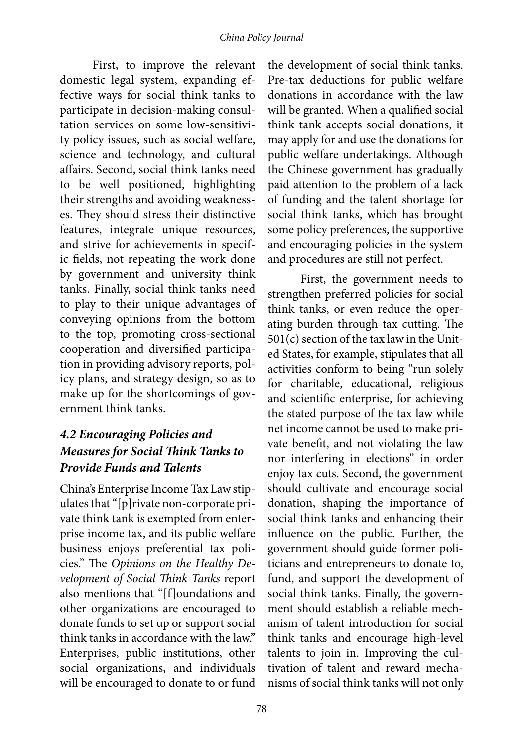First, to improve the relevant domestic legal system, expanding effective ways for social think tanks to participate in decision-making consultation services on some low-sensitivity policy issues, such as social welfare, science and technology, and cultural affairs. Second, social think tanks need to be well positioned, highlighting their strengths and avoiding weaknesses. They should stress their distinctive features, integrate unique resources, and strive for achievements in specific fields, not repeating the work done by government and university think tanks. Finally, social think tanks need to play to their unique advantages of conveying opinions from the bottom to the top, promoting cross-sectional cooperation and diversified participation in providing advisory reports, policy plans, and strategy design, so as to make up for the shortcomings of government think tanks.

### *4.2 Encouraging Policies and Measures for Social Think Tanks to Provide Funds and Talents*

China's Enterprise Income Tax Law stipulates that "[p]rivate non-corporate private think tank is exempted from enterprise income tax, and its public welfare business enjoys preferential tax policies." The *Opinions on the Healthy Development of Social Think Tanks* report also mentions that "[f]oundations and other organizations are encouraged to donate funds to set up or support social think tanks in accordance with the law." Enterprises, public institutions, other social organizations, and individuals will be encouraged to donate to or fund the development of social think tanks. Pre-tax deductions for public welfare donations in accordance with the law will be granted. When a qualified social think tank accepts social donations, it may apply for and use the donations for public welfare undertakings. Although the Chinese government has gradually paid attention to the problem of a lack of funding and the talent shortage for social think tanks, which has brought some policy preferences, the supportive and encouraging policies in the system and procedures are still not perfect.

First, the government needs to strengthen preferred policies for social think tanks, or even reduce the operating burden through tax cutting. The 501(c) section of the tax law in the United States, for example, stipulates that all activities conform to being "run solely for charitable, educational, religious and scientific enterprise, for achieving the stated purpose of the tax law while net income cannot be used to make private benefit, and not violating the law nor interfering in elections" in order enjoy tax cuts. Second, the government should cultivate and encourage social donation, shaping the importance of social think tanks and enhancing their influence on the public. Further, the government should guide former politicians and entrepreneurs to donate to, fund, and support the development of social think tanks. Finally, the government should establish a reliable mechanism of talent introduction for social think tanks and encourage high-level talents to join in. Improving the cultivation of talent and reward mechanisms of social think tanks will not only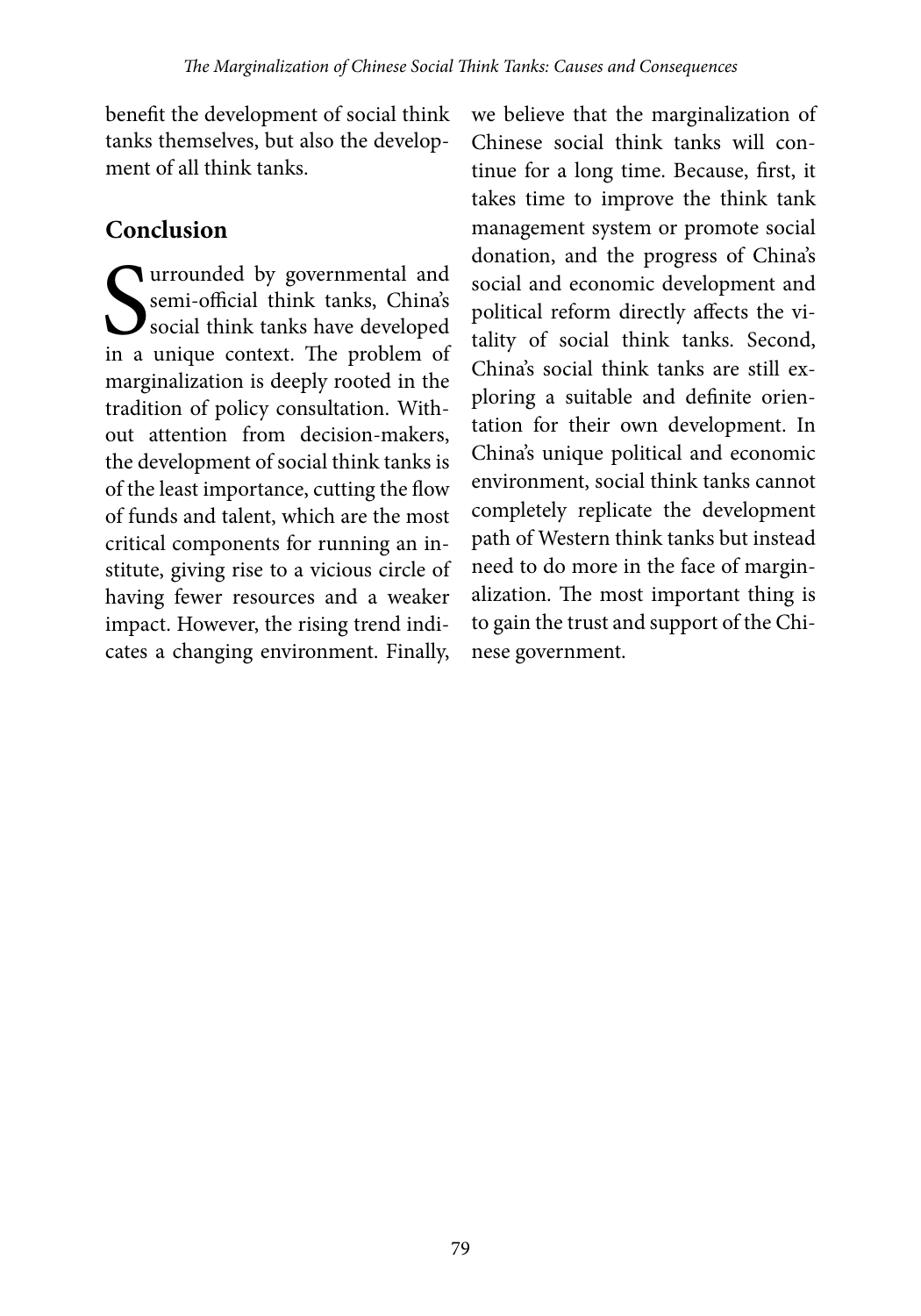benefit the development of social think tanks themselves, but also the development of all think tanks.

## Conclusion

Surrounded by governmental and semi-official think tanks, China's social think tanks have developed in a unique context. The problem of marginalization is deeply rooted in the tradition of policy consultation. Without attention from decision-makers, the development of social think tanks is of the least importance, cutting the flow of funds and talent, which are the most critical components for running an institute, giving rise to a vicious circle of having fewer resources and a weaker impact. However, the rising trend indicates a changing environment. Finally, we believe that the marginalization of Chinese social think tanks will continue for a long time. Because, first, it takes time to improve the think tank management system or promote social donation, and the progress of China's social and economic development and political reform directly affects the vitality of social think tanks. Second, China's social think tanks are still exploring a suitable and definite orientation for their own development. In China's unique political and economic environment, social think tanks cannot completely replicate the development path of Western think tanks but instead need to do more in the face of marginalization. The most important thing is to gain the trust and support of the Chinese government.